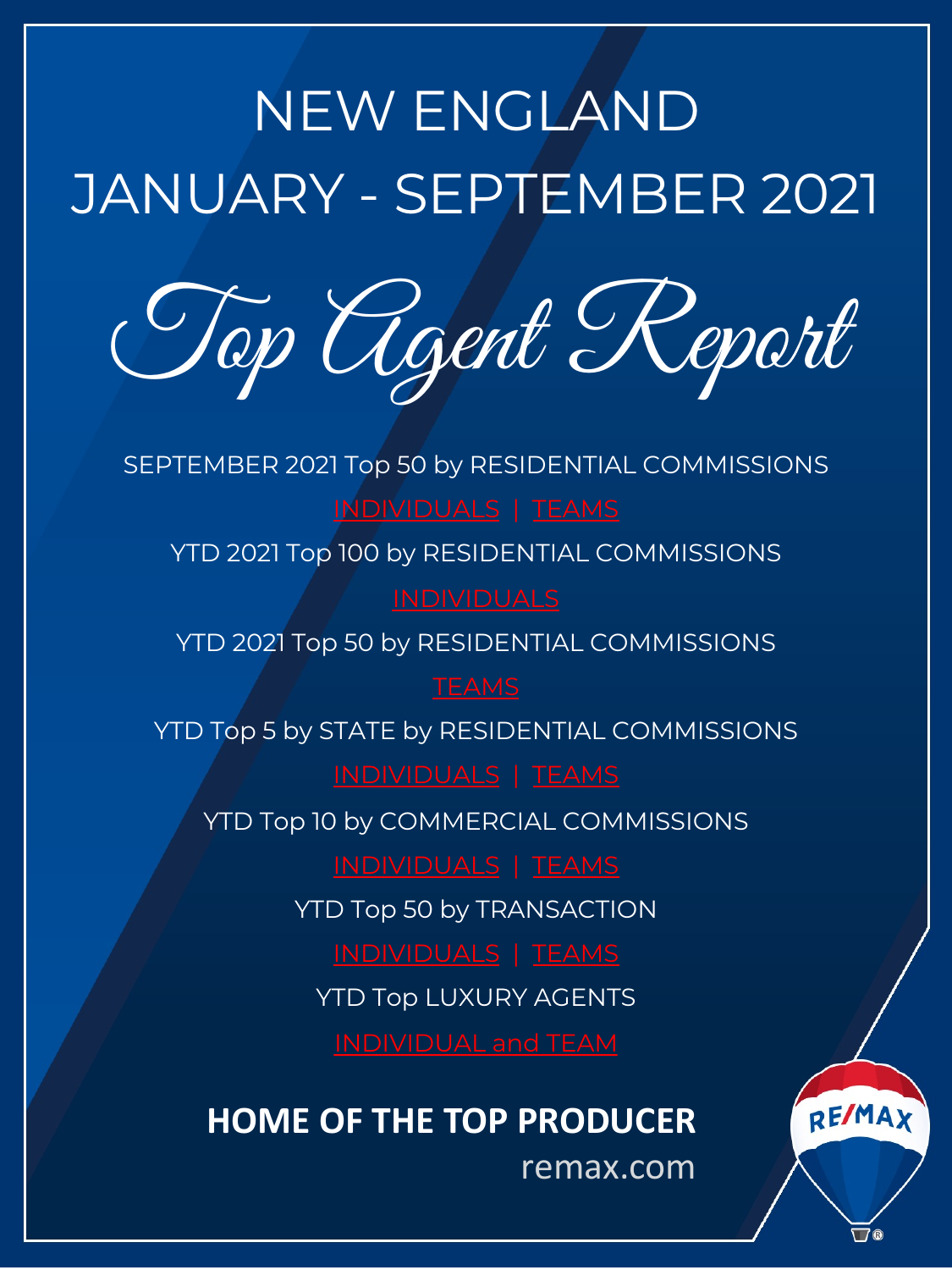# NEW ENGLAND JANUARY - SEPTEMBER 2021

# Top Agent Report

SEPTEMBER 2021 Top 50 by RESIDENTIAL COMMISSIONS

INDIVIDUALS | TEAMS

YTD 2021 Top 100 by RESIDENTIAL COMMISSIONS

INDIVIDUALS

YTD 2021 Top 50 by RESIDENTIAL COMMISSIONS

TEAMS

YTD Top 5 by STATE by RESIDENTIAL COMMISSIONS

INDIVIDUALS | TEAMS

YTD Top 10 by COMMERCIAL COMMISSIONS

INDIVIDUALS | TEAMS

YTD Top 50 by TRANSACTION

INDIVIDUALS | TEAMS

YTD Top LUXURY AGENTS

INDIVIDUAL and TEAM

**HOME OF THE TOP PRODUCER**

remax.com

RE/MAX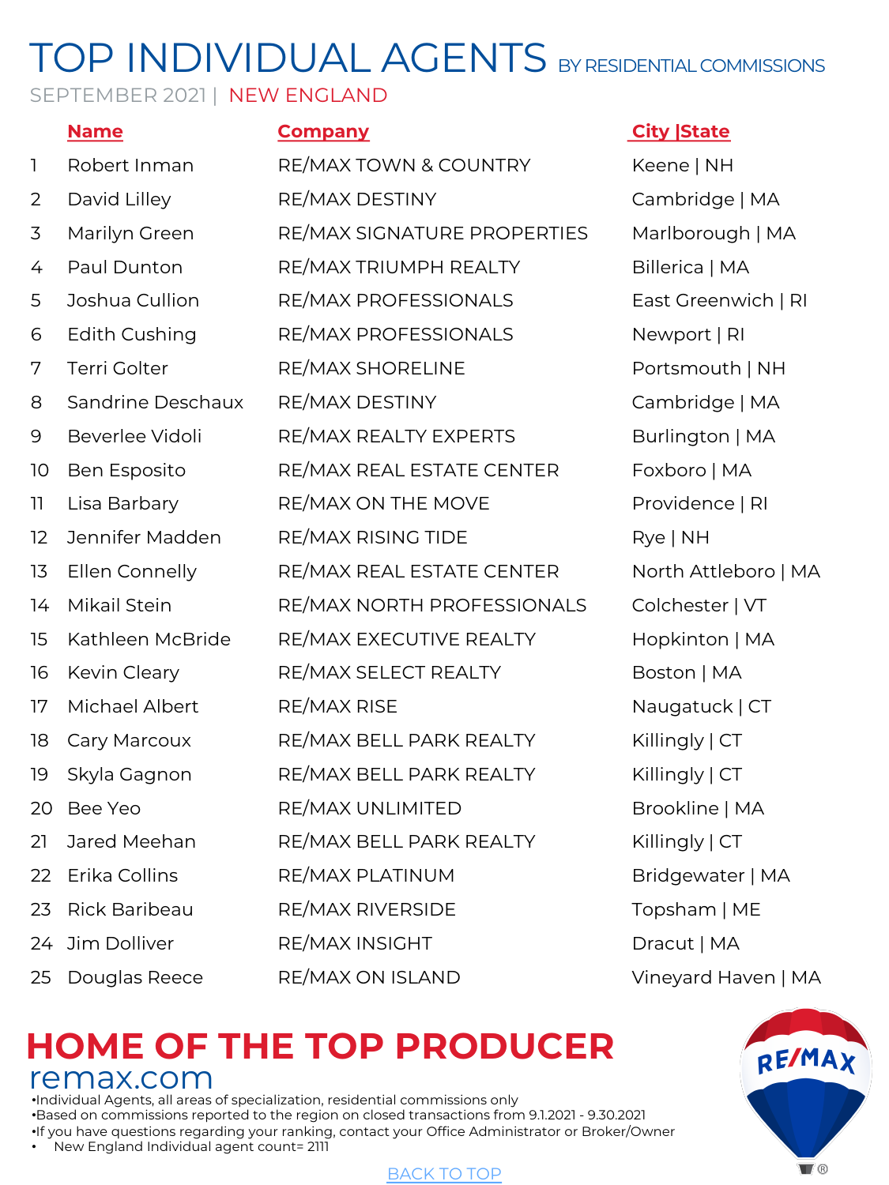# TOP INDIVIDUAL AGENTS BY RESIDENTIAL COMMISSIONS

SEPTEMBER 2021 | NEW ENGLAND

| | Name | Company | City \|State |
|---|---|---|---|
| 1 | Robert Inman | RE/MAX TOWN & COUNTRY | Keene \| NH |
| 2 | David Lilley | RE/MAX DESTINY | Cambridge \| MA |
| 3 | Marilyn Green | RE/MAX SIGNATURE PROPERTIES | Marlborough \| MA |
| 4 | Paul Dunton | RE/MAX TRIUMPH REALTY | Billerica \| MA |
| 5 | Joshua Cullion | RE/MAX PROFESSIONALS | East Greenwich \| RI |
| 6 | Edith Cushing | RE/MAX PROFESSIONALS | Newport \| RI |
| 7 | Terri Golter | RE/MAX SHORELINE | Portsmouth \| NH |
| 8 | Sandrine Deschaux | RE/MAX DESTINY | Cambridge \| MA |
| 9 | Beverlee Vidoli | RE/MAX REALTY EXPERTS | Burlington \| MA |
| 10 | Ben Esposito | RE/MAX REAL ESTATE CENTER | Foxboro \| MA |
| 11 | Lisa Barbary | RE/MAX ON THE MOVE | Providence \| RI |
| 12 | Jennifer Madden | RE/MAX RISING TIDE | Rye \| NH |
| 13 | Ellen Connelly | RE/MAX REAL ESTATE CENTER | North Attleboro \| MA |
| 14 | Mikail Stein | RE/MAX NORTH PROFESSIONALS | Colchester \| VT |
| 15 | Kathleen McBride | RE/MAX EXECUTIVE REALTY | Hopkinton \| MA |
| 16 | Kevin Cleary | RE/MAX SELECT REALTY | Boston \| MA |
| 17 | Michael Albert | RE/MAX RISE | Naugatuck \| CT |
| 18 | Cary Marcoux | RE/MAX BELL PARK REALTY | Killingly \| CT |
| 19 | Skyla Gagnon | RE/MAX BELL PARK REALTY | Killingly \| CT |
| 20 | Bee Yeo | RE/MAX UNLIMITED | Brookline \| MA |
| 21 | Jared Meehan | RE/MAX BELL PARK REALTY | Killingly \| CT |
| 22 | Erika Collins | RE/MAX PLATINUM | Bridgewater \| MA |
| 23 | Rick Baribeau | RE/MAX RIVERSIDE | Topsham \| ME |
| 24 | Jim Dolliver | RE/MAX INSIGHT | Dracut \| MA |
| 25 | Douglas Reece | RE/MAX ON ISLAND | Vineyard Haven \| MA |

## HOME OF THE TOP PRODUCER

remax.com

- Individual Agents, all areas of specialization, residential commissions only
- Based on commissions reported to the region on closed transactions from 9.1.2021 - 9.30.2021
- If you have questions regarding your ranking, contact your Office Administrator or Broker/Owner
- New England Individual agent count= 2111

BACK TO TOP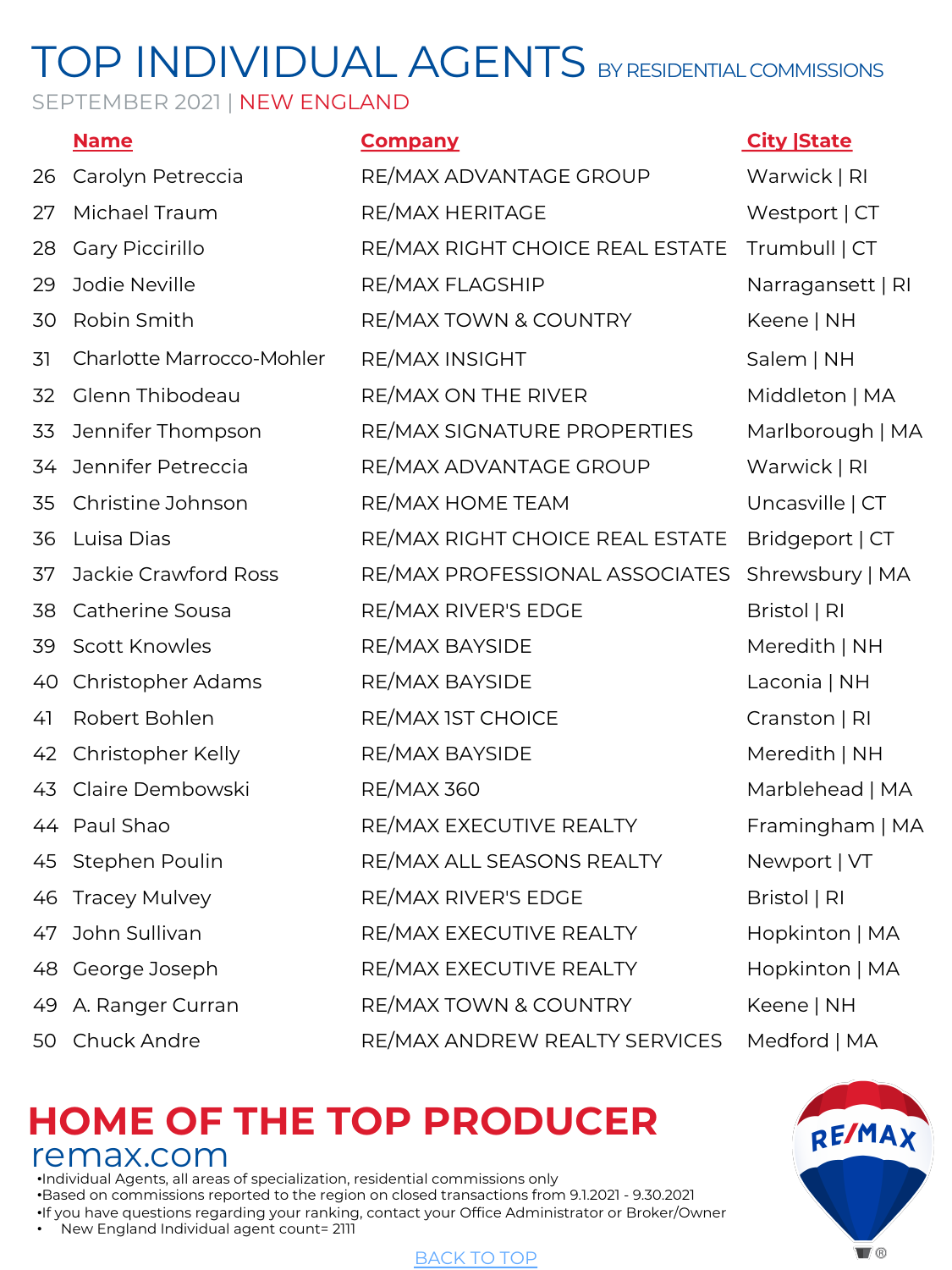# TOP INDIVIDUAL AGENTS BY RESIDENTIAL COMMISSIONS

SEPTEMBER 2021 | NEW ENGLAND

| | Name | Company | City \|State |
|---|---|---|---|
| 26 | Carolyn Petreccia | RE/MAX ADVANTAGE GROUP | Warwick \| RI |
| 27 | Michael Traum | RE/MAX HERITAGE | Westport \| CT |
| 28 | Gary Piccirillo | RE/MAX RIGHT CHOICE REAL ESTATE | Trumbull \| CT |
| 29 | Jodie Neville | RE/MAX FLAGSHIP | Narragansett \| RI |
| 30 | Robin Smith | RE/MAX TOWN & COUNTRY | Keene \| NH |
| 31 | Charlotte Marrocco-Mohler | RE/MAX INSIGHT | Salem \| NH |
| 32 | Glenn Thibodeau | RE/MAX ON THE RIVER | Middleton \| MA |
| 33 | Jennifer Thompson | RE/MAX SIGNATURE PROPERTIES | Marlborough \| MA |
| 34 | Jennifer Petreccia | RE/MAX ADVANTAGE GROUP | Warwick \| RI |
| 35 | Christine Johnson | RE/MAX HOME TEAM | Uncasville \| CT |
| 36 | Luisa Dias | RE/MAX RIGHT CHOICE REAL ESTATE | Bridgeport \| CT |
| 37 | Jackie Crawford Ross | RE/MAX PROFESSIONAL ASSOCIATES | Shrewsbury \| MA |
| 38 | Catherine Sousa | RE/MAX RIVER'S EDGE | Bristol \| RI |
| 39 | Scott Knowles | RE/MAX BAYSIDE | Meredith \| NH |
| 40 | Christopher Adams | RE/MAX BAYSIDE | Laconia \| NH |
| 41 | Robert Bohlen | RE/MAX 1ST CHOICE | Cranston \| RI |
| 42 | Christopher Kelly | RE/MAX BAYSIDE | Meredith \| NH |
| 43 | Claire Dembowski | RE/MAX 360 | Marblehead \| MA |
| 44 | Paul Shao | RE/MAX EXECUTIVE REALTY | Framingham \| MA |
| 45 | Stephen Poulin | RE/MAX ALL SEASONS REALTY | Newport \| VT |
| 46 | Tracey Mulvey | RE/MAX RIVER'S EDGE | Bristol \| RI |
| 47 | John Sullivan | RE/MAX EXECUTIVE REALTY | Hopkinton \| MA |
| 48 | George Joseph | RE/MAX EXECUTIVE REALTY | Hopkinton \| MA |
| 49 | A. Ranger Curran | RE/MAX TOWN & COUNTRY | Keene \| NH |
| 50 | Chuck Andre | RE/MAX ANDREW REALTY SERVICES | Medford \| MA |

## HOME OF THE TOP PRODUCER

remax.com

- Individual Agents, all areas of specialization, residential commissions only
- Based on commissions reported to the region on closed transactions from 9.1.2021 - 9.30.2021
- If you have questions regarding your ranking, contact your Office Administrator or Broker/Owner
- New England Individual agent count= 2111

BACK TO TOP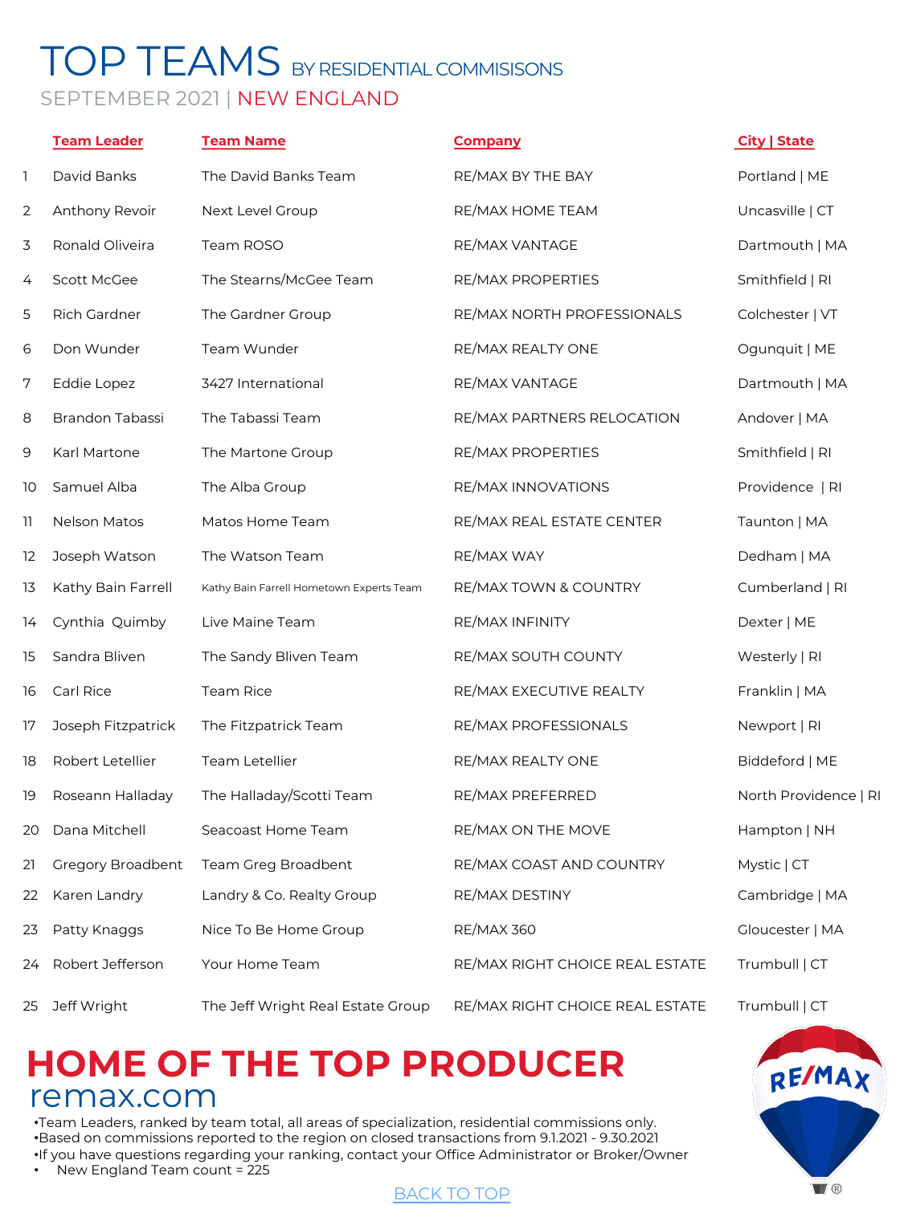# TOP TEAMS BY RESIDENTIAL COMMISISONS

SEPTEMBER 2021 | NEW ENGLAND

| | Team Leader | Team Name | Company | City \| State |
|---|---|---|---|---|
| 1 | David Banks | The David Banks Team | RE/MAX BY THE BAY | Portland \| ME |
| 2 | Anthony Revoir | Next Level Group | RE/MAX HOME TEAM | Uncasville \| CT |
| 3 | Ronald Oliveira | Team ROSO | RE/MAX VANTAGE | Dartmouth \| MA |
| 4 | Scott McGee | The Stearns/McGee Team | RE/MAX PROPERTIES | Smithfield \| RI |
| 5 | Rich Gardner | The Gardner Group | RE/MAX NORTH PROFESSIONALS | Colchester \| VT |
| 6 | Don Wunder | Team Wunder | RE/MAX REALTY ONE | Ogunquit \| ME |
| 7 | Eddie Lopez | 3427 International | RE/MAX VANTAGE | Dartmouth \| MA |
| 8 | Brandon Tabassi | The Tabassi Team | RE/MAX PARTNERS RELOCATION | Andover \| MA |
| 9 | Karl Martone | The Martone Group | RE/MAX PROPERTIES | Smithfield \| RI |
| 10 | Samuel Alba | The Alba Group | RE/MAX INNOVATIONS | Providence \| RI |
| 11 | Nelson Matos | Matos Home Team | RE/MAX REAL ESTATE CENTER | Taunton \| MA |
| 12 | Joseph Watson | The Watson Team | RE/MAX WAY | Dedham \| MA |
| 13 | Kathy Bain Farrell | Kathy Bain Farrell Hometown Experts Team | RE/MAX TOWN & COUNTRY | Cumberland \| RI |
| 14 | Cynthia Quimby | Live Maine Team | RE/MAX INFINITY | Dexter \| ME |
| 15 | Sandra Bliven | The Sandy Bliven Team | RE/MAX SOUTH COUNTY | Westerly \| RI |
| 16 | Carl Rice | Team Rice | RE/MAX EXECUTIVE REALTY | Franklin \| MA |
| 17 | Joseph Fitzpatrick | The Fitzpatrick Team | RE/MAX PROFESSIONALS | Newport \| RI |
| 18 | Robert Letellier | Team Letellier | RE/MAX REALTY ONE | Biddeford \| ME |
| 19 | Roseann Halladay | The Halladay/Scotti Team | RE/MAX PREFERRED | North Providence \| RI |
| 20 | Dana Mitchell | Seacoast Home Team | RE/MAX ON THE MOVE | Hampton \| NH |
| 21 | Gregory Broadbent | Team Greg Broadbent | RE/MAX COAST AND COUNTRY | Mystic \| CT |
| 22 | Karen Landry | Landry & Co. Realty Group | RE/MAX DESTINY | Cambridge \| MA |
| 23 | Patty Knaggs | Nice To Be Home Group | RE/MAX 360 | Gloucester \| MA |
| 24 | Robert Jefferson | Your Home Team | RE/MAX RIGHT CHOICE REAL ESTATE | Trumbull \| CT |
| 25 | Jeff Wright | The Jeff Wright Real Estate Group | RE/MAX RIGHT CHOICE REAL ESTATE | Trumbull \| CT |

## HOME OF THE TOP PRODUCER

remax.com

- Team Leaders, ranked by team total, all areas of specialization, residential commissions only.
- Based on commissions reported to the region on closed transactions from 9.1.2021 - 9.30.2021
- If you have questions regarding your ranking, contact your Office Administrator or Broker/Owner
- New England Team count = 225

BACK TO TOP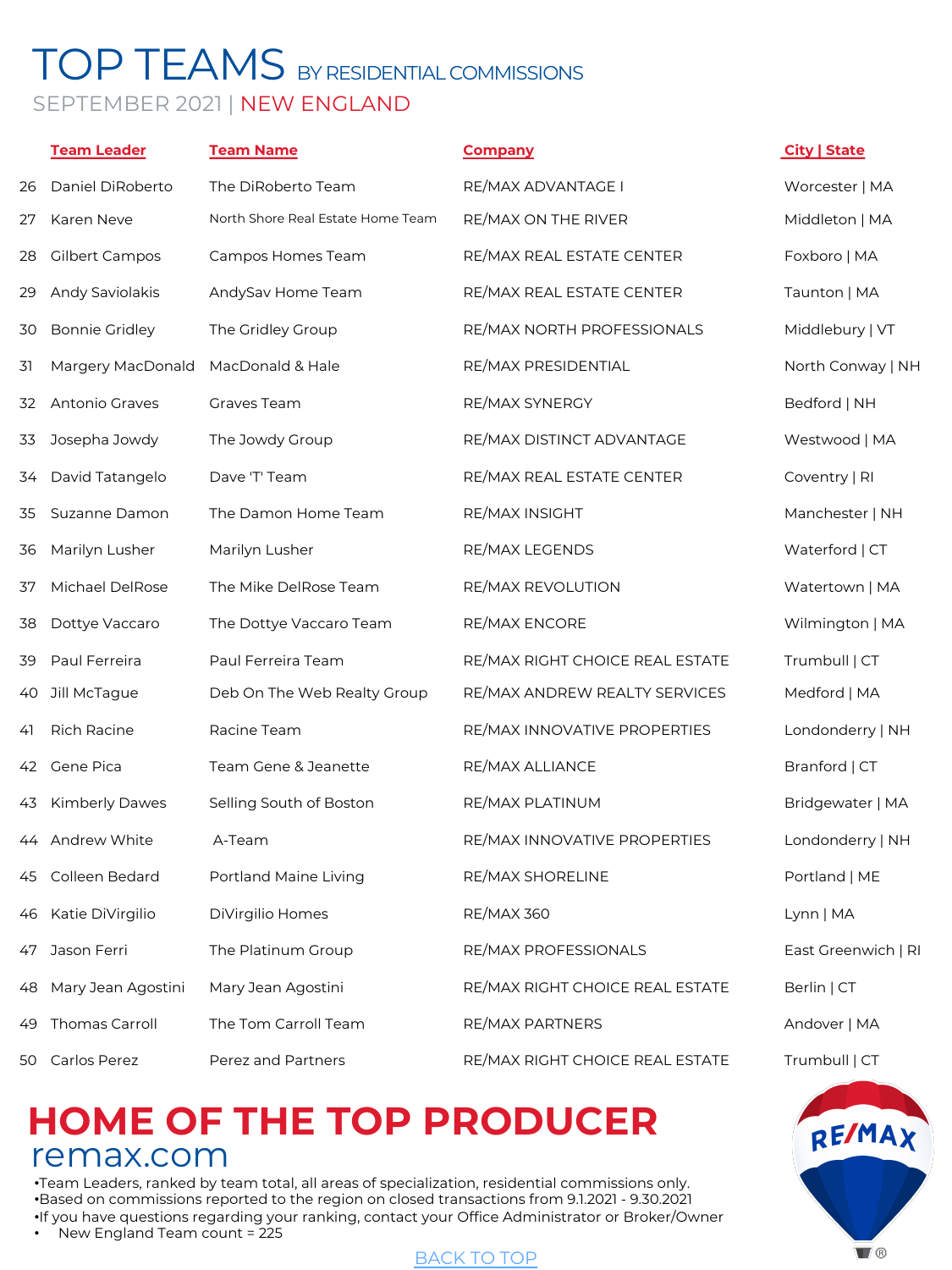# TOP TEAMS BY RESIDENTIAL COMMISSIONS

SEPTEMBER 2021 | NEW ENGLAND

| | Team Leader | Team Name | Company | City \| State |
|---|---|---|---|---|
| 26 | Daniel DiRoberto | The DiRoberto Team | RE/MAX ADVANTAGE I | Worcester \| MA |
| 27 | Karen Neve | North Shore Real Estate Home Team | RE/MAX ON THE RIVER | Middleton \| MA |
| 28 | Gilbert Campos | Campos Homes Team | RE/MAX REAL ESTATE CENTER | Foxboro \| MA |
| 29 | Andy Saviolakis | AndySav Home Team | RE/MAX REAL ESTATE CENTER | Taunton \| MA |
| 30 | Bonnie Gridley | The Gridley Group | RE/MAX NORTH PROFESSIONALS | Middlebury \| VT |
| 31 | Margery MacDonald | MacDonald & Hale | RE/MAX PRESIDENTIAL | North Conway \| NH |
| 32 | Antonio Graves | Graves Team | RE/MAX SYNERGY | Bedford \| NH |
| 33 | Josepha Jowdy | The Jowdy Group | RE/MAX DISTINCT ADVANTAGE | Westwood \| MA |
| 34 | David Tatangelo | Dave 'T' Team | RE/MAX REAL ESTATE CENTER | Coventry \| RI |
| 35 | Suzanne Damon | The Damon Home Team | RE/MAX INSIGHT | Manchester \| NH |
| 36 | Marilyn Lusher | Marilyn Lusher | RE/MAX LEGENDS | Waterford \| CT |
| 37 | Michael DelRose | The Mike DelRose Team | RE/MAX REVOLUTION | Watertown \| MA |
| 38 | Dottye Vaccaro | The Dottye Vaccaro Team | RE/MAX ENCORE | Wilmington \| MA |
| 39 | Paul Ferreira | Paul Ferreira Team | RE/MAX RIGHT CHOICE REAL ESTATE | Trumbull \| CT |
| 40 | Jill McTague | Deb On The Web Realty Group | RE/MAX ANDREW REALTY SERVICES | Medford \| MA |
| 41 | Rich Racine | Racine Team | RE/MAX INNOVATIVE PROPERTIES | Londonderry \| NH |
| 42 | Gene Pica | Team Gene & Jeanette | RE/MAX ALLIANCE | Branford \| CT |
| 43 | Kimberly Dawes | Selling South of Boston | RE/MAX PLATINUM | Bridgewater \| MA |
| 44 | Andrew White | A-Team | RE/MAX INNOVATIVE PROPERTIES | Londonderry \| NH |
| 45 | Colleen Bedard | Portland Maine Living | RE/MAX SHORELINE | Portland \| ME |
| 46 | Katie DiVirgilio | DiVirgilio Homes | RE/MAX 360 | Lynn \| MA |
| 47 | Jason Ferri | The Platinum Group | RE/MAX PROFESSIONALS | East Greenwich \| RI |
| 48 | Mary Jean Agostini | Mary Jean Agostini | RE/MAX RIGHT CHOICE REAL ESTATE | Berlin \| CT |
| 49 | Thomas Carroll | The Tom Carroll Team | RE/MAX PARTNERS | Andover \| MA |
| 50 | Carlos Perez | Perez and Partners | RE/MAX RIGHT CHOICE REAL ESTATE | Trumbull \| CT |

## HOME OF THE TOP PRODUCER

remax.com

- Team Leaders, ranked by team total, all areas of specialization, residential commissions only.
- Based on commissions reported to the region on closed transactions from 9.1.2021 - 9.30.2021
- If you have questions regarding your ranking, contact your Office Administrator or Broker/Owner
- New England Team count = 225

BACK TO TOP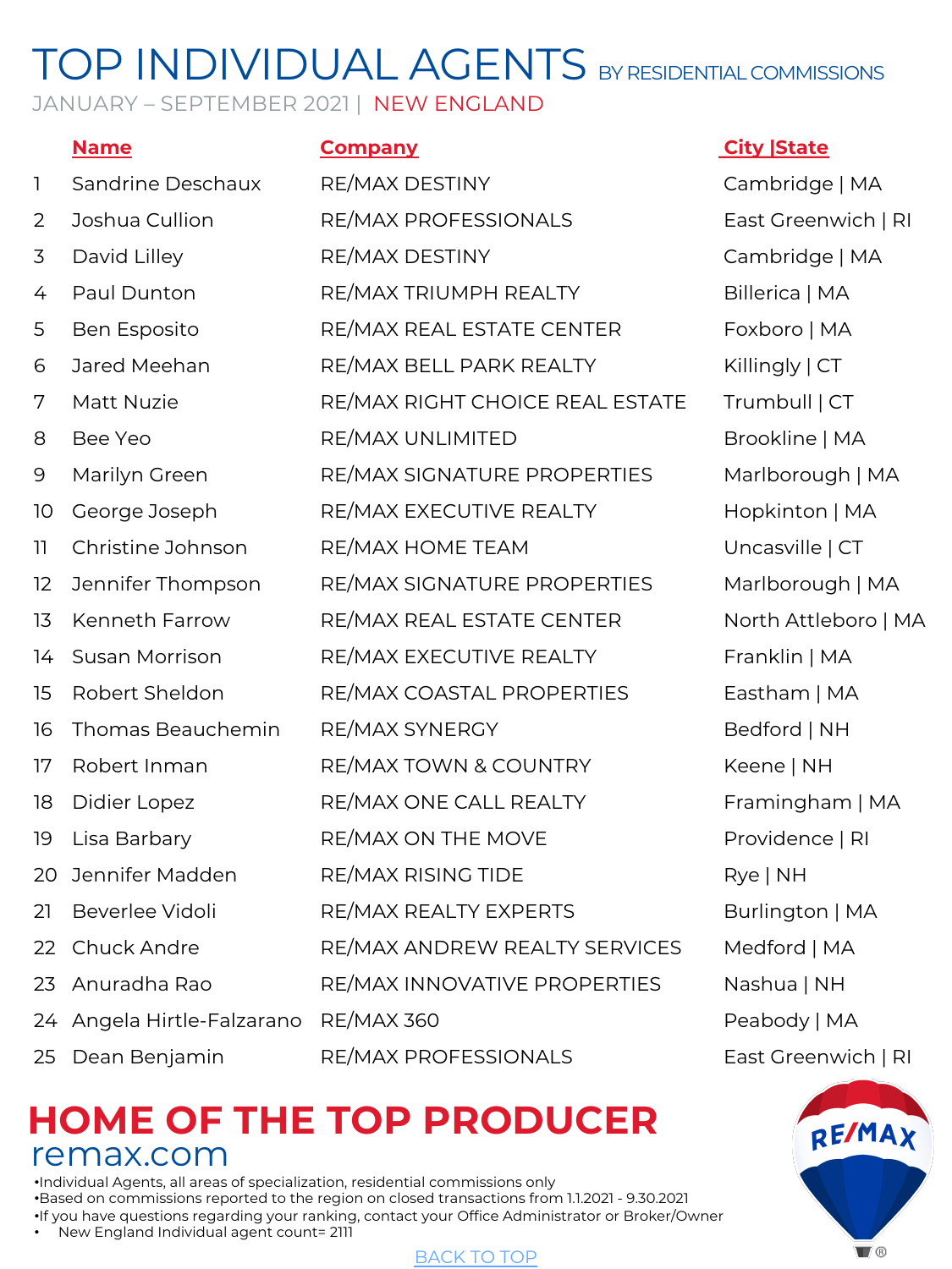# TOP INDIVIDUAL AGENTS BY RESIDENTIAL COMMISSIONS

JANUARY – SEPTEMBER 2021 | NEW ENGLAND

| | Name | Company | City \|State |
|---|---|---|---|
| 1 | Sandrine Deschaux | RE/MAX DESTINY | Cambridge \| MA |
| 2 | Joshua Cullion | RE/MAX PROFESSIONALS | East Greenwich \| RI |
| 3 | David Lilley | RE/MAX DESTINY | Cambridge \| MA |
| 4 | Paul Dunton | RE/MAX TRIUMPH REALTY | Billerica \| MA |
| 5 | Ben Esposito | RE/MAX REAL ESTATE CENTER | Foxboro \| MA |
| 6 | Jared Meehan | RE/MAX BELL PARK REALTY | Killingly \| CT |
| 7 | Matt Nuzie | RE/MAX RIGHT CHOICE REAL ESTATE | Trumbull \| CT |
| 8 | Bee Yeo | RE/MAX UNLIMITED | Brookline \| MA |
| 9 | Marilyn Green | RE/MAX SIGNATURE PROPERTIES | Marlborough \| MA |
| 10 | George Joseph | RE/MAX EXECUTIVE REALTY | Hopkinton \| MA |
| 11 | Christine Johnson | RE/MAX HOME TEAM | Uncasville \| CT |
| 12 | Jennifer Thompson | RE/MAX SIGNATURE PROPERTIES | Marlborough \| MA |
| 13 | Kenneth Farrow | RE/MAX REAL ESTATE CENTER | North Attleboro \| MA |
| 14 | Susan Morrison | RE/MAX EXECUTIVE REALTY | Franklin \| MA |
| 15 | Robert Sheldon | RE/MAX COASTAL PROPERTIES | Eastham \| MA |
| 16 | Thomas Beauchemin | RE/MAX SYNERGY | Bedford \| NH |
| 17 | Robert Inman | RE/MAX TOWN & COUNTRY | Keene \| NH |
| 18 | Didier Lopez | RE/MAX ONE CALL REALTY | Framingham \| MA |
| 19 | Lisa Barbary | RE/MAX ON THE MOVE | Providence \| RI |
| 20 | Jennifer Madden | RE/MAX RISING TIDE | Rye \| NH |
| 21 | Beverlee Vidoli | RE/MAX REALTY EXPERTS | Burlington \| MA |
| 22 | Chuck Andre | RE/MAX ANDREW REALTY SERVICES | Medford \| MA |
| 23 | Anuradha Rao | RE/MAX INNOVATIVE PROPERTIES | Nashua \| NH |
| 24 | Angela Hirtle-Falzarano | RE/MAX 360 | Peabody \| MA |
| 25 | Dean Benjamin | RE/MAX PROFESSIONALS | East Greenwich \| RI |

## HOME OF THE TOP PRODUCER

remax.com

- Individual Agents, all areas of specialization, residential commissions only
- Based on commissions reported to the region on closed transactions from 1.1.2021 - 9.30.2021
- If you have questions regarding your ranking, contact your Office Administrator or Broker/Owner
- New England Individual agent count= 2111

BACK TO TOP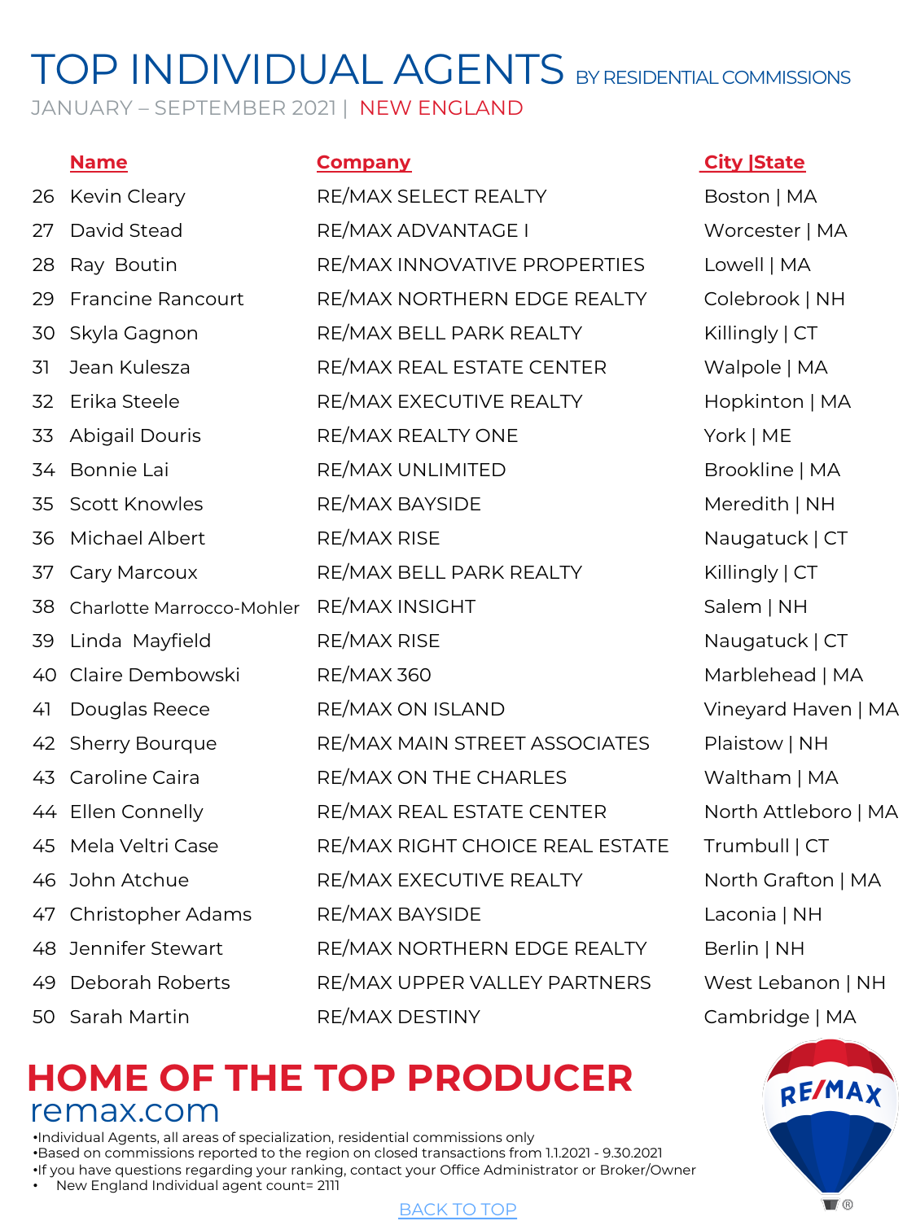# TOP INDIVIDUAL AGENTS BY RESIDENTIAL COMMISSIONS

JANUARY – SEPTEMBER 2021 | NEW ENGLAND

| | Name | Company | City \|State |
|---|---|---|---|
| 26 | Kevin Cleary | RE/MAX SELECT REALTY | Boston \| MA |
| 27 | David Stead | RE/MAX ADVANTAGE I | Worcester \| MA |
| 28 | Ray Boutin | RE/MAX INNOVATIVE PROPERTIES | Lowell \| MA |
| 29 | Francine Rancourt | RE/MAX NORTHERN EDGE REALTY | Colebrook \| NH |
| 30 | Skyla Gagnon | RE/MAX BELL PARK REALTY | Killingly \| CT |
| 31 | Jean Kulesza | RE/MAX REAL ESTATE CENTER | Walpole \| MA |
| 32 | Erika Steele | RE/MAX EXECUTIVE REALTY | Hopkinton \| MA |
| 33 | Abigail Douris | RE/MAX REALTY ONE | York \| ME |
| 34 | Bonnie Lai | RE/MAX UNLIMITED | Brookline \| MA |
| 35 | Scott Knowles | RE/MAX BAYSIDE | Meredith \| NH |
| 36 | Michael Albert | RE/MAX RISE | Naugatuck \| CT |
| 37 | Cary Marcoux | RE/MAX BELL PARK REALTY | Killingly \| CT |
| 38 | Charlotte Marrocco-Mohler | RE/MAX INSIGHT | Salem \| NH |
| 39 | Linda Mayfield | RE/MAX RISE | Naugatuck \| CT |
| 40 | Claire Dembowski | RE/MAX 360 | Marblehead \| MA |
| 41 | Douglas Reece | RE/MAX ON ISLAND | Vineyard Haven \| MA |
| 42 | Sherry Bourque | RE/MAX MAIN STREET ASSOCIATES | Plaistow \| NH |
| 43 | Caroline Caira | RE/MAX ON THE CHARLES | Waltham \| MA |
| 44 | Ellen Connelly | RE/MAX REAL ESTATE CENTER | North Attleboro \| MA |
| 45 | Mela Veltri Case | RE/MAX RIGHT CHOICE REAL ESTATE | Trumbull \| CT |
| 46 | John Atchue | RE/MAX EXECUTIVE REALTY | North Grafton \| MA |
| 47 | Christopher Adams | RE/MAX BAYSIDE | Laconia \| NH |
| 48 | Jennifer Stewart | RE/MAX NORTHERN EDGE REALTY | Berlin \| NH |
| 49 | Deborah Roberts | RE/MAX UPPER VALLEY PARTNERS | West Lebanon \| NH |
| 50 | Sarah Martin | RE/MAX DESTINY | Cambridge \| MA |

## HOME OF THE TOP PRODUCER

remax.com

- Individual Agents, all areas of specialization, residential commissions only
- Based on commissions reported to the region on closed transactions from 1.1.2021 - 9.30.2021
- If you have questions regarding your ranking, contact your Office Administrator or Broker/Owner
- New England Individual agent count= 2111

BACK TO TOP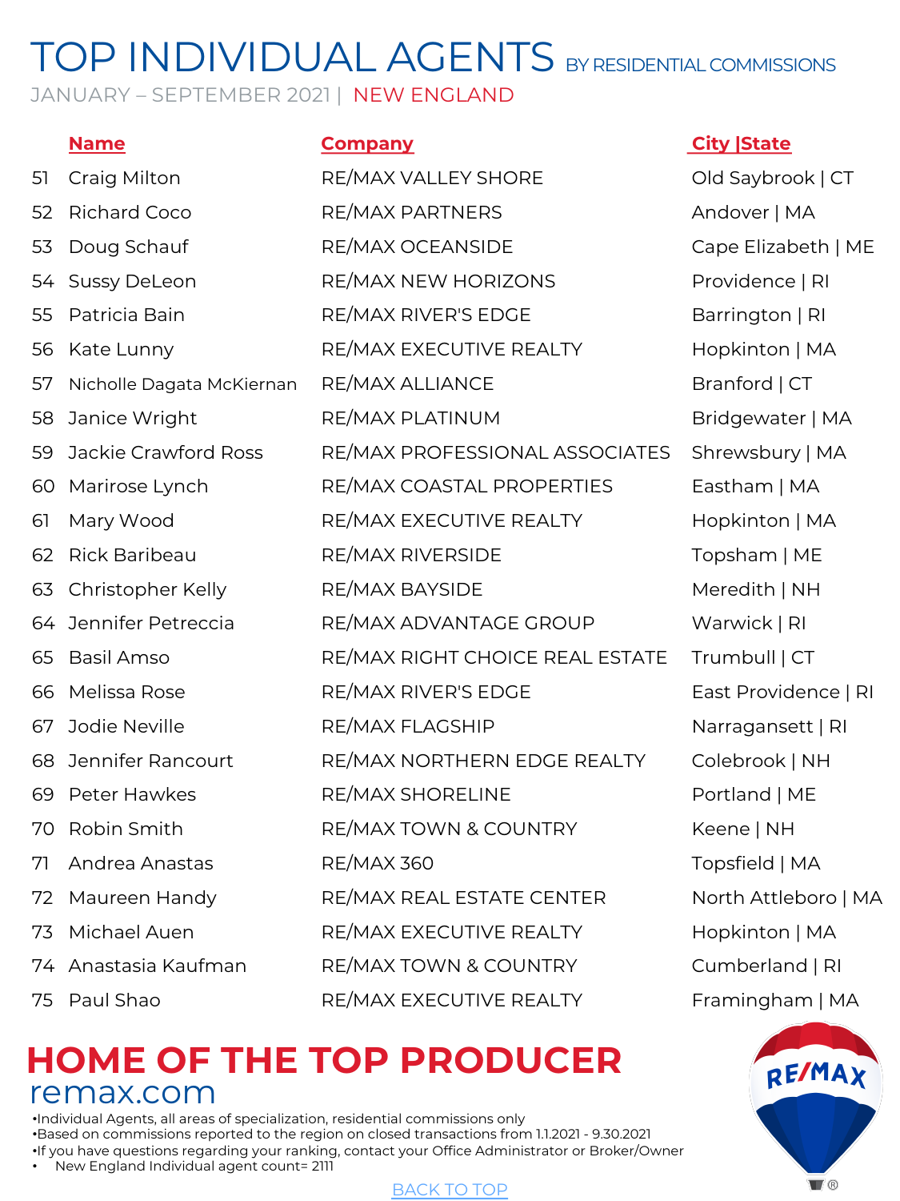# TOP INDIVIDUAL AGENTS BY RESIDENTIAL COMMISSIONS

JANUARY – SEPTEMBER 2021 | NEW ENGLAND

| | Name | Company | City \|State |
|---|---|---|---|
| 51 | Craig Milton | RE/MAX VALLEY SHORE | Old Saybrook \| CT |
| 52 | Richard Coco | RE/MAX PARTNERS | Andover \| MA |
| 53 | Doug Schauf | RE/MAX OCEANSIDE | Cape Elizabeth \| ME |
| 54 | Sussy DeLeon | RE/MAX NEW HORIZONS | Providence \| RI |
| 55 | Patricia Bain | RE/MAX RIVER'S EDGE | Barrington \| RI |
| 56 | Kate Lunny | RE/MAX EXECUTIVE REALTY | Hopkinton \| MA |
| 57 | Nicholle Dagata McKiernan | RE/MAX ALLIANCE | Branford \| CT |
| 58 | Janice Wright | RE/MAX PLATINUM | Bridgewater \| MA |
| 59 | Jackie Crawford Ross | RE/MAX PROFESSIONAL ASSOCIATES | Shrewsbury \| MA |
| 60 | Marirose Lynch | RE/MAX COASTAL PROPERTIES | Eastham \| MA |
| 61 | Mary Wood | RE/MAX EXECUTIVE REALTY | Hopkinton \| MA |
| 62 | Rick Baribeau | RE/MAX RIVERSIDE | Topsham \| ME |
| 63 | Christopher Kelly | RE/MAX BAYSIDE | Meredith \| NH |
| 64 | Jennifer Petreccia | RE/MAX ADVANTAGE GROUP | Warwick \| RI |
| 65 | Basil Amso | RE/MAX RIGHT CHOICE REAL ESTATE | Trumbull \| CT |
| 66 | Melissa Rose | RE/MAX RIVER'S EDGE | East Providence \| RI |
| 67 | Jodie Neville | RE/MAX FLAGSHIP | Narragansett \| RI |
| 68 | Jennifer Rancourt | RE/MAX NORTHERN EDGE REALTY | Colebrook \| NH |
| 69 | Peter Hawkes | RE/MAX SHORELINE | Portland \| ME |
| 70 | Robin Smith | RE/MAX TOWN & COUNTRY | Keene \| NH |
| 71 | Andrea Anastas | RE/MAX 360 | Topsfield \| MA |
| 72 | Maureen Handy | RE/MAX REAL ESTATE CENTER | North Attleboro \| MA |
| 73 | Michael Auen | RE/MAX EXECUTIVE REALTY | Hopkinton \| MA |
| 74 | Anastasia Kaufman | RE/MAX TOWN & COUNTRY | Cumberland \| RI |
| 75 | Paul Shao | RE/MAX EXECUTIVE REALTY | Framingham \| MA |

## HOME OF THE TOP PRODUCER

remax.com

- Individual Agents, all areas of specialization, residential commissions only
- Based on commissions reported to the region on closed transactions from 1.1.2021 - 9.30.2021
- If you have questions regarding your ranking, contact your Office Administrator or Broker/Owner
- New England Individual agent count= 2111

BACK TO TOP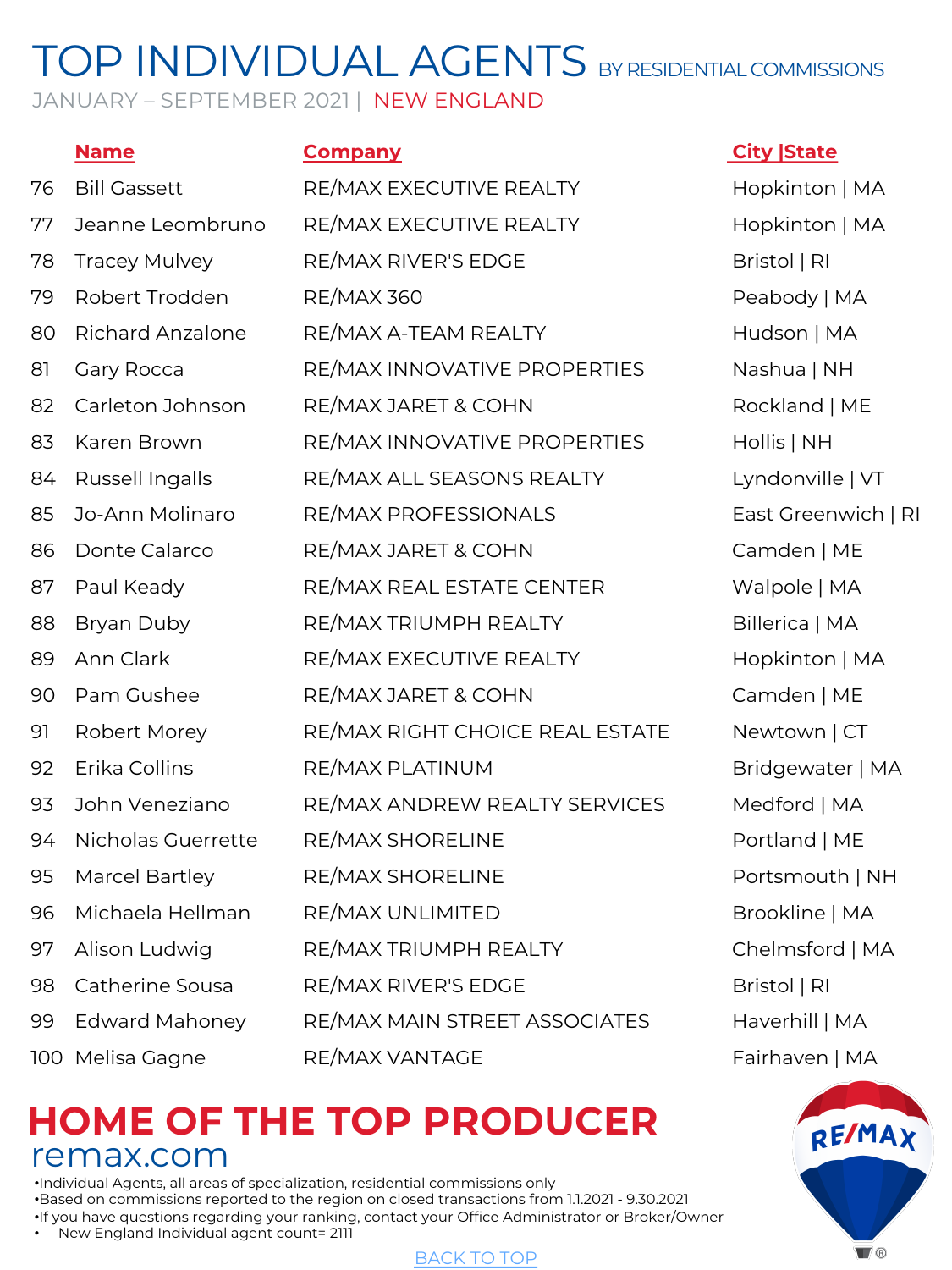# TOP INDIVIDUAL AGENTS BY RESIDENTIAL COMMISSIONS

JANUARY – SEPTEMBER 2021 | NEW ENGLAND

| | Name | Company | City \|State |
|---|---|---|---|
| 76 | Bill Gassett | RE/MAX EXECUTIVE REALTY | Hopkinton \| MA |
| 77 | Jeanne Leombruno | RE/MAX EXECUTIVE REALTY | Hopkinton \| MA |
| 78 | Tracey Mulvey | RE/MAX RIVER'S EDGE | Bristol \| RI |
| 79 | Robert Trodden | RE/MAX 360 | Peabody \| MA |
| 80 | Richard Anzalone | RE/MAX A-TEAM REALTY | Hudson \| MA |
| 81 | Gary Rocca | RE/MAX INNOVATIVE PROPERTIES | Nashua \| NH |
| 82 | Carleton Johnson | RE/MAX JARET & COHN | Rockland \| ME |
| 83 | Karen Brown | RE/MAX INNOVATIVE PROPERTIES | Hollis \| NH |
| 84 | Russell Ingalls | RE/MAX ALL SEASONS REALTY | Lyndonville \| VT |
| 85 | Jo-Ann Molinaro | RE/MAX PROFESSIONALS | East Greenwich \| RI |
| 86 | Donte Calarco | RE/MAX JARET & COHN | Camden \| ME |
| 87 | Paul Keady | RE/MAX REAL ESTATE CENTER | Walpole \| MA |
| 88 | Bryan Duby | RE/MAX TRIUMPH REALTY | Billerica \| MA |
| 89 | Ann Clark | RE/MAX EXECUTIVE REALTY | Hopkinton \| MA |
| 90 | Pam Gushee | RE/MAX JARET & COHN | Camden \| ME |
| 91 | Robert Morey | RE/MAX RIGHT CHOICE REAL ESTATE | Newtown \| CT |
| 92 | Erika Collins | RE/MAX PLATINUM | Bridgewater \| MA |
| 93 | John Veneziano | RE/MAX ANDREW REALTY SERVICES | Medford \| MA |
| 94 | Nicholas Guerrette | RE/MAX SHORELINE | Portland \| ME |
| 95 | Marcel Bartley | RE/MAX SHORELINE | Portsmouth \| NH |
| 96 | Michaela Hellman | RE/MAX UNLIMITED | Brookline \| MA |
| 97 | Alison Ludwig | RE/MAX TRIUMPH REALTY | Chelmsford \| MA |
| 98 | Catherine Sousa | RE/MAX RIVER'S EDGE | Bristol \| RI |
| 99 | Edward Mahoney | RE/MAX MAIN STREET ASSOCIATES | Haverhill \| MA |
| 100 | Melisa Gagne | RE/MAX VANTAGE | Fairhaven \| MA |

## HOME OF THE TOP PRODUCER

remax.com

- Individual Agents, all areas of specialization, residential commissions only
- Based on commissions reported to the region on closed transactions from 1.1.2021 - 9.30.2021
- If you have questions regarding your ranking, contact your Office Administrator or Broker/Owner
- New England Individual agent count= 2111

BACK TO TOP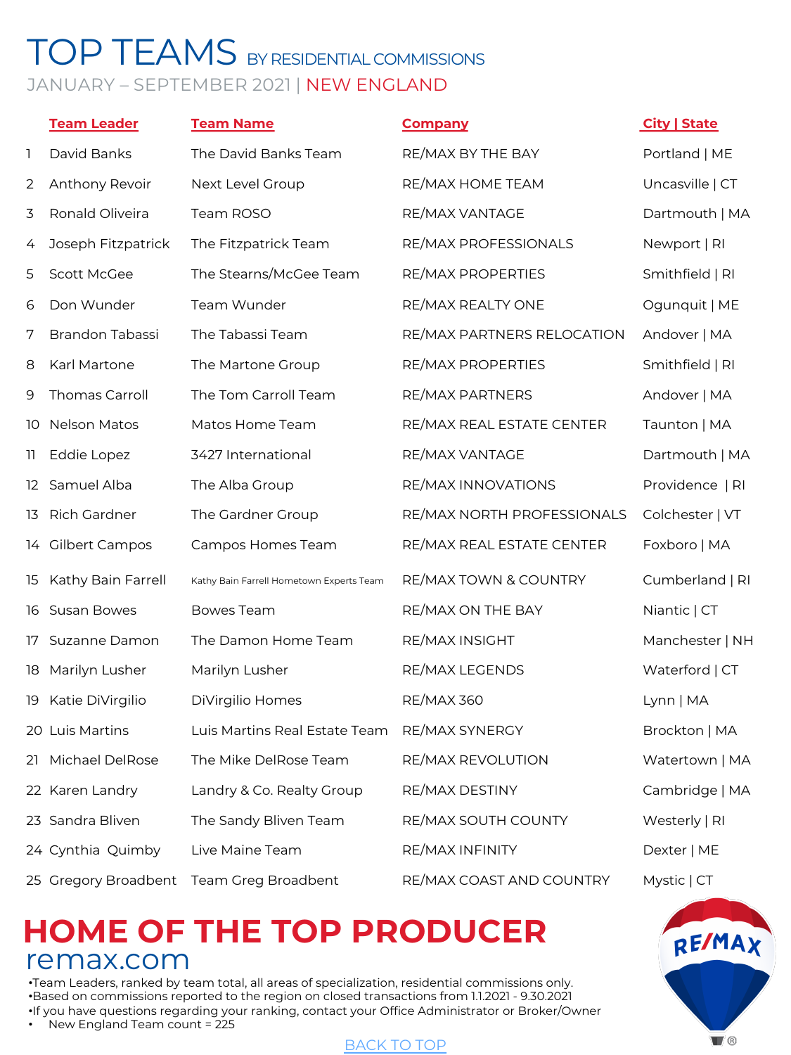# TOP TEAMS BY RESIDENTIAL COMMISSIONS

JANUARY – SEPTEMBER 2021 | NEW ENGLAND

| | Team Leader | Team Name | Company | City \| State |
|---|---|---|---|---|
| 1 | David Banks | The David Banks Team | RE/MAX BY THE BAY | Portland \| ME |
| 2 | Anthony Revoir | Next Level Group | RE/MAX HOME TEAM | Uncasville \| CT |
| 3 | Ronald Oliveira | Team ROSO | RE/MAX VANTAGE | Dartmouth \| MA |
| 4 | Joseph Fitzpatrick | The Fitzpatrick Team | RE/MAX PROFESSIONALS | Newport \| RI |
| 5 | Scott McGee | The Stearns/McGee Team | RE/MAX PROPERTIES | Smithfield \| RI |
| 6 | Don Wunder | Team Wunder | RE/MAX REALTY ONE | Ogunquit \| ME |
| 7 | Brandon Tabassi | The Tabassi Team | RE/MAX PARTNERS RELOCATION | Andover \| MA |
| 8 | Karl Martone | The Martone Group | RE/MAX PROPERTIES | Smithfield \| RI |
| 9 | Thomas Carroll | The Tom Carroll Team | RE/MAX PARTNERS | Andover \| MA |
| 10 | Nelson Matos | Matos Home Team | RE/MAX REAL ESTATE CENTER | Taunton \| MA |
| 11 | Eddie Lopez | 3427 International | RE/MAX VANTAGE | Dartmouth \| MA |
| 12 | Samuel Alba | The Alba Group | RE/MAX INNOVATIONS | Providence \| RI |
| 13 | Rich Gardner | The Gardner Group | RE/MAX NORTH PROFESSIONALS | Colchester \| VT |
| 14 | Gilbert Campos | Campos Homes Team | RE/MAX REAL ESTATE CENTER | Foxboro \| MA |
| 15 | Kathy Bain Farrell | Kathy Bain Farrell Hometown Experts Team | RE/MAX TOWN & COUNTRY | Cumberland \| RI |
| 16 | Susan Bowes | Bowes Team | RE/MAX ON THE BAY | Niantic \| CT |
| 17 | Suzanne Damon | The Damon Home Team | RE/MAX INSIGHT | Manchester \| NH |
| 18 | Marilyn Lusher | Marilyn Lusher | RE/MAX LEGENDS | Waterford \| CT |
| 19 | Katie DiVirgilio | DiVirgilio Homes | RE/MAX 360 | Lynn \| MA |
| 20 | Luis Martins | Luis Martins Real Estate Team | RE/MAX SYNERGY | Brockton \| MA |
| 21 | Michael DelRose | The Mike DelRose Team | RE/MAX REVOLUTION | Watertown \| MA |
| 22 | Karen Landry | Landry & Co. Realty Group | RE/MAX DESTINY | Cambridge \| MA |
| 23 | Sandra Bliven | The Sandy Bliven Team | RE/MAX SOUTH COUNTY | Westerly \| RI |
| 24 | Cynthia Quimby | Live Maine Team | RE/MAX INFINITY | Dexter \| ME |
| 25 | Gregory Broadbent | Team Greg Broadbent | RE/MAX COAST AND COUNTRY | Mystic \| CT |

**HOME OF THE TOP PRODUCER**

remax.com

- Team Leaders, ranked by team total, all areas of specialization, residential commissions only.
- Based on commissions reported to the region on closed transactions from 1.1.2021 - 9.30.2021
- If you have questions regarding your ranking, contact your Office Administrator or Broker/Owner
- New England Team count = 225

BACK TO TOP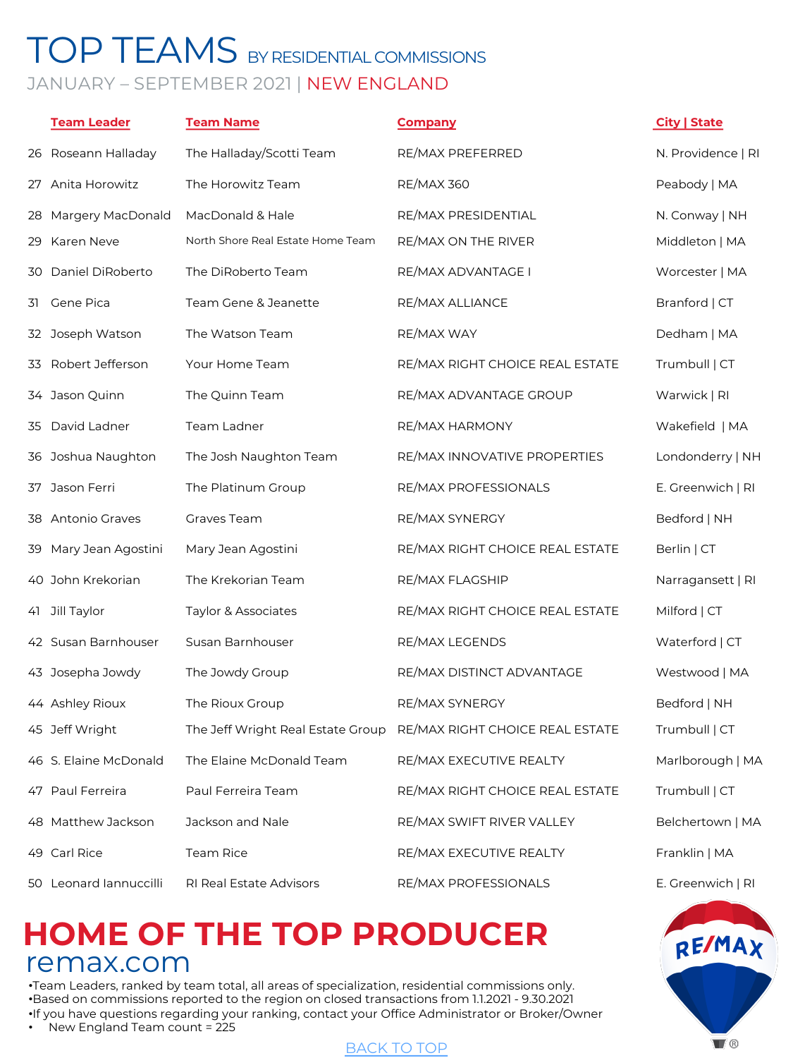# TOP TEAMS BY RESIDENTIAL COMMISSIONS

JANUARY – SEPTEMBER 2021 | NEW ENGLAND

| | Team Leader | Team Name | Company | City \| State |
|---|---|---|---|---|
| 26 | Roseann Halladay | The Halladay/Scotti Team | RE/MAX PREFERRED | N. Providence \| RI |
| 27 | Anita Horowitz | The Horowitz Team | RE/MAX 360 | Peabody \| MA |
| 28 | Margery MacDonald | MacDonald & Hale | RE/MAX PRESIDENTIAL | N. Conway \| NH |
| 29 | Karen Neve | North Shore Real Estate Home Team | RE/MAX ON THE RIVER | Middleton \| MA |
| 30 | Daniel DiRoberto | The DiRoberto Team | RE/MAX ADVANTAGE I | Worcester \| MA |
| 31 | Gene Pica | Team Gene & Jeanette | RE/MAX ALLIANCE | Branford \| CT |
| 32 | Joseph Watson | The Watson Team | RE/MAX WAY | Dedham \| MA |
| 33 | Robert Jefferson | Your Home Team | RE/MAX RIGHT CHOICE REAL ESTATE | Trumbull \| CT |
| 34 | Jason Quinn | The Quinn Team | RE/MAX ADVANTAGE GROUP | Warwick \| RI |
| 35 | David Ladner | Team Ladner | RE/MAX HARMONY | Wakefield \| MA |
| 36 | Joshua Naughton | The Josh Naughton Team | RE/MAX INNOVATIVE PROPERTIES | Londonderry \| NH |
| 37 | Jason Ferri | The Platinum Group | RE/MAX PROFESSIONALS | E. Greenwich \| RI |
| 38 | Antonio Graves | Graves Team | RE/MAX SYNERGY | Bedford \| NH |
| 39 | Mary Jean Agostini | Mary Jean Agostini | RE/MAX RIGHT CHOICE REAL ESTATE | Berlin \| CT |
| 40 | John Krekorian | The Krekorian Team | RE/MAX FLAGSHIP | Narragansett \| RI |
| 41 | Jill Taylor | Taylor & Associates | RE/MAX RIGHT CHOICE REAL ESTATE | Milford \| CT |
| 42 | Susan Barnhouser | Susan Barnhouser | RE/MAX LEGENDS | Waterford \| CT |
| 43 | Josepha Jowdy | The Jowdy Group | RE/MAX DISTINCT ADVANTAGE | Westwood \| MA |
| 44 | Ashley Rioux | The Rioux Group | RE/MAX SYNERGY | Bedford \| NH |
| 45 | Jeff Wright | The Jeff Wright Real Estate Group | RE/MAX RIGHT CHOICE REAL ESTATE | Trumbull \| CT |
| 46 | S. Elaine McDonald | The Elaine McDonald Team | RE/MAX EXECUTIVE REALTY | Marlborough \| MA |
| 47 | Paul Ferreira | Paul Ferreira Team | RE/MAX RIGHT CHOICE REAL ESTATE | Trumbull \| CT |
| 48 | Matthew Jackson | Jackson and Nale | RE/MAX SWIFT RIVER VALLEY | Belchertown \| MA |
| 49 | Carl Rice | Team Rice | RE/MAX EXECUTIVE REALTY | Franklin \| MA |
| 50 | Leonard Iannuccilli | RI Real Estate Advisors | RE/MAX PROFESSIONALS | E. Greenwich \| RI |

## HOME OF THE TOP PRODUCER

remax.com

- Team Leaders, ranked by team total, all areas of specialization, residential commissions only.
- Based on commissions reported to the region on closed transactions from 1.1.2021 - 9.30.2021
- If you have questions regarding your ranking, contact your Office Administrator or Broker/Owner
- New England Team count = 225

BACK TO TOP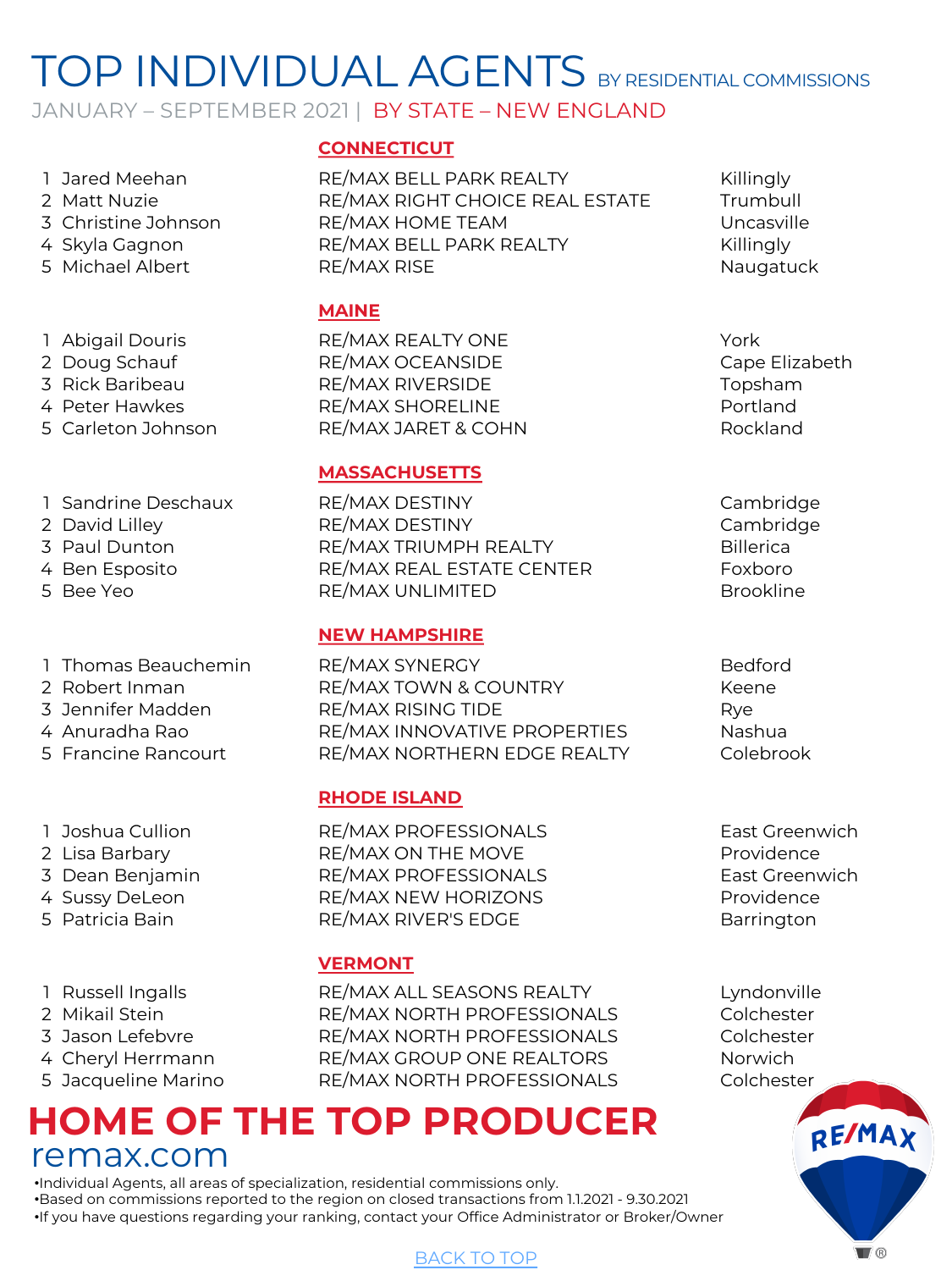# TOP INDIVIDUAL AGENTS BY RESIDENTIAL COMMISSIONS

JANUARY – SEPTEMBER 2021 | BY STATE – NEW ENGLAND

## CONNECTICUT

| # | Agent | Office | City |
|---|---|---|---|
| 1 | Jared Meehan | RE/MAX BELL PARK REALTY | Killingly |
| 2 | Matt Nuzie | RE/MAX RIGHT CHOICE REAL ESTATE | Trumbull |
| 3 | Christine Johnson | RE/MAX HOME TEAM | Uncasville |
| 4 | Skyla Gagnon | RE/MAX BELL PARK REALTY | Killingly |
| 5 | Michael Albert | RE/MAX RISE | Naugatuck |

## MAINE

| # | Agent | Office | City |
|---|---|---|---|
| 1 | Abigail Douris | RE/MAX REALTY ONE | York |
| 2 | Doug Schauf | RE/MAX OCEANSIDE | Cape Elizabeth |
| 3 | Rick Baribeau | RE/MAX RIVERSIDE | Topsham |
| 4 | Peter Hawkes | RE/MAX SHORELINE | Portland |
| 5 | Carleton Johnson | RE/MAX JARET & COHN | Rockland |

## MASSACHUSETTS

| # | Agent | Office | City |
|---|---|---|---|
| 1 | Sandrine Deschaux | RE/MAX DESTINY | Cambridge |
| 2 | David Lilley | RE/MAX DESTINY | Cambridge |
| 3 | Paul Dunton | RE/MAX TRIUMPH REALTY | Billerica |
| 4 | Ben Esposito | RE/MAX REAL ESTATE CENTER | Foxboro |
| 5 | Bee Yeo | RE/MAX UNLIMITED | Brookline |

## NEW HAMPSHIRE

| # | Agent | Office | City |
|---|---|---|---|
| 1 | Thomas Beauchemin | RE/MAX SYNERGY | Bedford |
| 2 | Robert Inman | RE/MAX TOWN & COUNTRY | Keene |
| 3 | Jennifer Madden | RE/MAX RISING TIDE | Rye |
| 4 | Anuradha Rao | RE/MAX INNOVATIVE PROPERTIES | Nashua |
| 5 | Francine Rancourt | RE/MAX NORTHERN EDGE REALTY | Colebrook |

## RHODE ISLAND

| # | Agent | Office | City |
|---|---|---|---|
| 1 | Joshua Cullion | RE/MAX PROFESSIONALS | East Greenwich |
| 2 | Lisa Barbary | RE/MAX ON THE MOVE | Providence |
| 3 | Dean Benjamin | RE/MAX PROFESSIONALS | East Greenwich |
| 4 | Sussy DeLeon | RE/MAX NEW HORIZONS | Providence |
| 5 | Patricia Bain | RE/MAX RIVER'S EDGE | Barrington |

## VERMONT

| # | Agent | Office | City |
|---|---|---|---|
| 1 | Russell Ingalls | RE/MAX ALL SEASONS REALTY | Lyndonville |
| 2 | Mikail Stein | RE/MAX NORTH PROFESSIONALS | Colchester |
| 3 | Jason Lefebvre | RE/MAX NORTH PROFESSIONALS | Colchester |
| 4 | Cheryl Herrmann | RE/MAX GROUP ONE REALTORS | Norwich |
| 5 | Jacqueline Marino | RE/MAX NORTH PROFESSIONALS | Colchester |

**HOME OF THE TOP PRODUCER**

remax.com

- Individual Agents, all areas of specialization, residential commissions only.
- Based on commissions reported to the region on closed transactions from 1.1.2021 - 9.30.2021
- If you have questions regarding your ranking, contact your Office Administrator or Broker/Owner

BACK TO TOP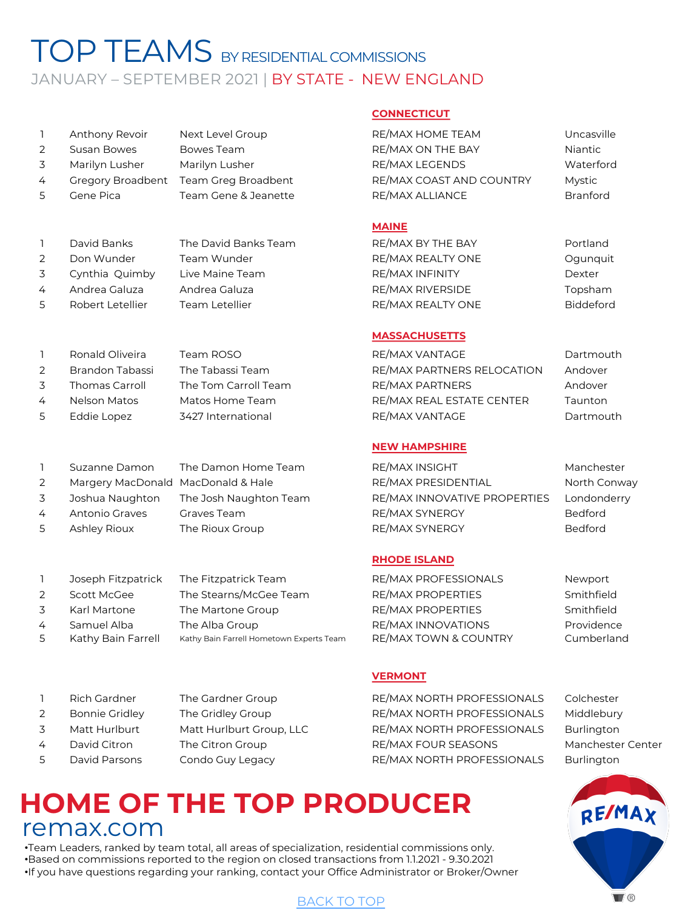# TOP TEAMS BY RESIDENTIAL COMMISSIONS

JANUARY – SEPTEMBER 2021 | BY STATE - NEW ENGLAND

## CONNECTICUT

| Rank | Name | Team | Office | City |
|---|---|---|---|---|
| 1 | Anthony Revoir | Next Level Group | RE/MAX HOME TEAM | Uncasville |
| 2 | Susan Bowes | Bowes Team | RE/MAX ON THE BAY | Niantic |
| 3 | Marilyn Lusher | Marilyn Lusher | RE/MAX LEGENDS | Waterford |
| 4 | Gregory Broadbent | Team Greg Broadbent | RE/MAX COAST AND COUNTRY | Mystic |
| 5 | Gene Pica | Team Gene & Jeanette | RE/MAX ALLIANCE | Branford |

## MAINE

| Rank | Name | Team | Office | City |
|---|---|---|---|---|
| 1 | David Banks | The David Banks Team | RE/MAX BY THE BAY | Portland |
| 2 | Don Wunder | Team Wunder | RE/MAX REALTY ONE | Ogunquit |
| 3 | Cynthia Quimby | Live Maine Team | RE/MAX INFINITY | Dexter |
| 4 | Andrea Galuza | Andrea Galuza | RE/MAX RIVERSIDE | Topsham |
| 5 | Robert Letellier | Team Letellier | RE/MAX REALTY ONE | Biddeford |

## MASSACHUSETTS

| Rank | Name | Team | Office | City |
|---|---|---|---|---|
| 1 | Ronald Oliveira | Team ROSO | RE/MAX VANTAGE | Dartmouth |
| 2 | Brandon Tabassi | The Tabassi Team | RE/MAX PARTNERS RELOCATION | Andover |
| 3 | Thomas Carroll | The Tom Carroll Team | RE/MAX PARTNERS | Andover |
| 4 | Nelson Matos | Matos Home Team | RE/MAX REAL ESTATE CENTER | Taunton |
| 5 | Eddie Lopez | 3427 International | RE/MAX VANTAGE | Dartmouth |

## NEW HAMPSHIRE

| Rank | Name | Team | Office | City |
|---|---|---|---|---|
| 1 | Suzanne Damon | The Damon Home Team | RE/MAX INSIGHT | Manchester |
| 2 | Margery MacDonald | MacDonald & Hale | RE/MAX PRESIDENTIAL | North Conway |
| 3 | Joshua Naughton | The Josh Naughton Team | RE/MAX INNOVATIVE PROPERTIES | Londonderry |
| 4 | Antonio Graves | Graves Team | RE/MAX SYNERGY | Bedford |
| 5 | Ashley Rioux | The Rioux Group | RE/MAX SYNERGY | Bedford |

## RHODE ISLAND

| Rank | Name | Team | Office | City |
|---|---|---|---|---|
| 1 | Joseph Fitzpatrick | The Fitzpatrick Team | RE/MAX PROFESSIONALS | Newport |
| 2 | Scott McGee | The Stearns/McGee Team | RE/MAX PROPERTIES | Smithfield |
| 3 | Karl Martone | The Martone Group | RE/MAX PROPERTIES | Smithfield |
| 4 | Samuel Alba | The Alba Group | RE/MAX INNOVATIONS | Providence |
| 5 | Kathy Bain Farrell | Kathy Bain Farrell Hometown Experts Team | RE/MAX TOWN & COUNTRY | Cumberland |

## VERMONT

| Rank | Name | Team | Office | City |
|---|---|---|---|---|
| 1 | Rich Gardner | The Gardner Group | RE/MAX NORTH PROFESSIONALS | Colchester |
| 2 | Bonnie Gridley | The Gridley Group | RE/MAX NORTH PROFESSIONALS | Middlebury |
| 3 | Matt Hurlburt | Matt Hurlburt Group, LLC | RE/MAX NORTH PROFESSIONALS | Burlington |
| 4 | David Citron | The Citron Group | RE/MAX FOUR SEASONS | Manchester Center |
| 5 | David Parsons | Condo Guy Legacy | RE/MAX NORTH PROFESSIONALS | Burlington |

# HOME OF THE TOP PRODUCER

remax.com

- Team Leaders, ranked by team total, all areas of specialization, residential commissions only.
- Based on commissions reported to the region on closed transactions from 1.1.2021 - 9.30.2021
- If you have questions regarding your ranking, contact your Office Administrator or Broker/Owner

RE/MAX

BACK TO TOP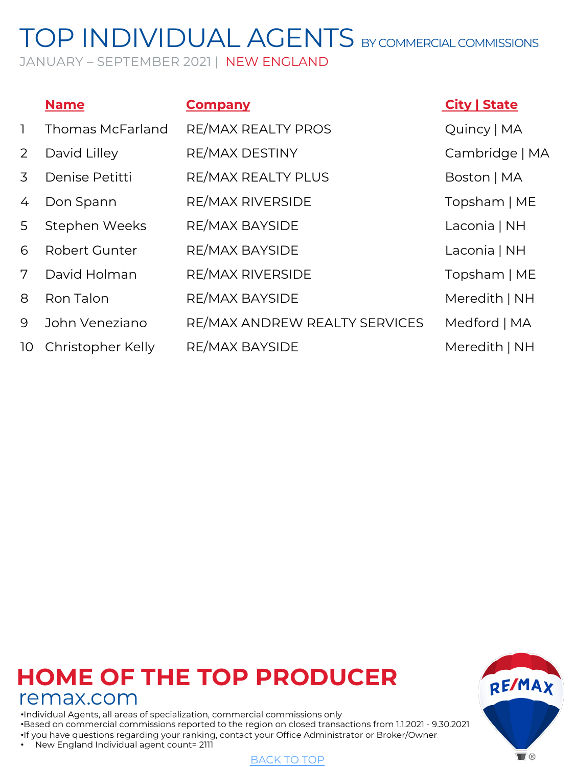# TOP INDIVIDUAL AGENTS BY COMMERCIAL COMMISSIONS

JANUARY – SEPTEMBER 2021 | NEW ENGLAND

| | Name | Company | City \| State |
|---|---|---|---|
| 1 | Thomas McFarland | RE/MAX REALTY PROS | Quincy \| MA |
| 2 | David Lilley | RE/MAX DESTINY | Cambridge \| MA |
| 3 | Denise Petitti | RE/MAX REALTY PLUS | Boston \| MA |
| 4 | Don Spann | RE/MAX RIVERSIDE | Topsham \| ME |
| 5 | Stephen Weeks | RE/MAX BAYSIDE | Laconia \| NH |
| 6 | Robert Gunter | RE/MAX BAYSIDE | Laconia \| NH |
| 7 | David Holman | RE/MAX RIVERSIDE | Topsham \| ME |
| 8 | Ron Talon | RE/MAX BAYSIDE | Meredith \| NH |
| 9 | John Veneziano | RE/MAX ANDREW REALTY SERVICES | Medford \| MA |
| 10 | Christopher Kelly | RE/MAX BAYSIDE | Meredith \| NH |

**HOME OF THE TOP PRODUCER**

remax.com

- Individual Agents, all areas of specialization, commercial commissions only
- Based on commercial commissions reported to the region on closed transactions from 1.1.2021 - 9.30.2021
- If you have questions regarding your ranking, contact your Office Administrator or Broker/Owner
- New England Individual agent count= 2111

BACK TO TOP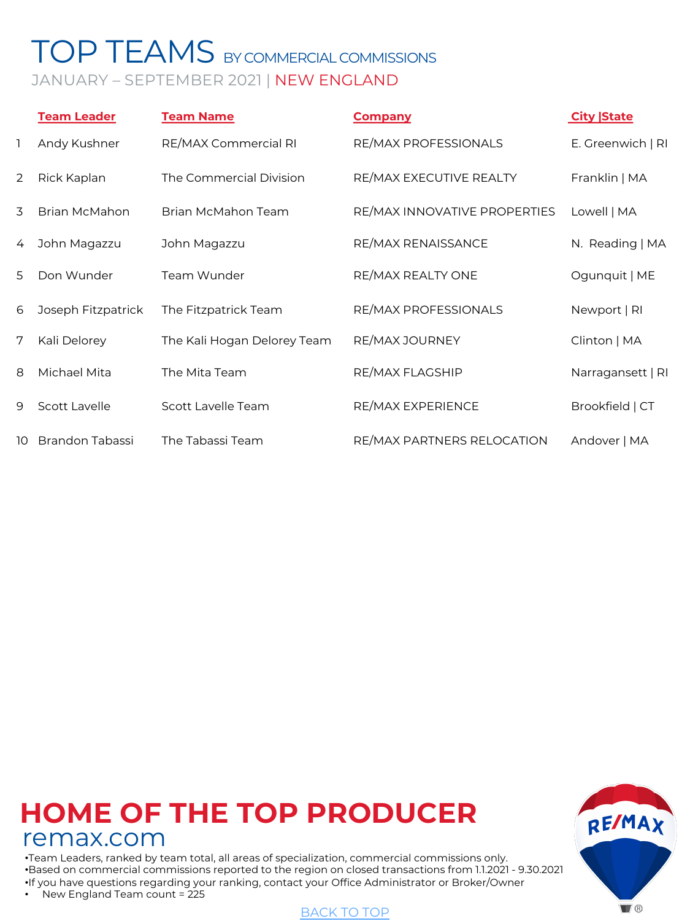# TOP TEAMS BY COMMERCIAL COMMISSIONS

JANUARY – SEPTEMBER 2021 | NEW ENGLAND

| | Team Leader | Team Name | Company | City \|State |
|---|---|---|---|---|
| 1 | Andy Kushner | RE/MAX Commercial RI | RE/MAX PROFESSIONALS | E. Greenwich \| RI |
| 2 | Rick Kaplan | The Commercial Division | RE/MAX EXECUTIVE REALTY | Franklin \| MA |
| 3 | Brian McMahon | Brian McMahon Team | RE/MAX INNOVATIVE PROPERTIES | Lowell \| MA |
| 4 | John Magazzu | John Magazzu | RE/MAX RENAISSANCE | N. Reading \| MA |
| 5 | Don Wunder | Team Wunder | RE/MAX REALTY ONE | Ogunquit \| ME |
| 6 | Joseph Fitzpatrick | The Fitzpatrick Team | RE/MAX PROFESSIONALS | Newport \| RI |
| 7 | Kali Delorey | The Kali Hogan Delorey Team | RE/MAX JOURNEY | Clinton \| MA |
| 8 | Michael Mita | The Mita Team | RE/MAX FLAGSHIP | Narragansett \| RI |
| 9 | Scott Lavelle | Scott Lavelle Team | RE/MAX EXPERIENCE | Brookfield \| CT |
| 10 | Brandon Tabassi | The Tabassi Team | RE/MAX PARTNERS RELOCATION | Andover \| MA |

## HOME OF THE TOP PRODUCER

remax.com

- Team Leaders, ranked by team total, all areas of specialization, commercial commissions only.
- Based on commercial commissions reported to the region on closed transactions from 1.1.2021 - 9.30.2021
- If you have questions regarding your ranking, contact your Office Administrator or Broker/Owner
- New England Team count = 225

BACK TO TOP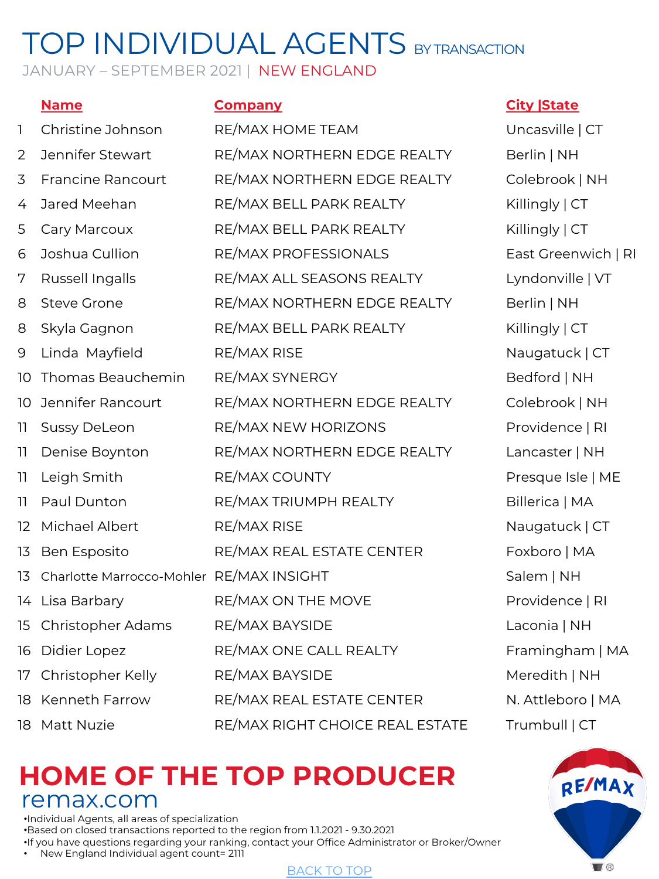# TOP INDIVIDUAL AGENTS BY TRANSACTION

JANUARY – SEPTEMBER 2021 | NEW ENGLAND

| | Name | Company | City \|State |
|---|---|---|---|
| 1 | Christine Johnson | RE/MAX HOME TEAM | Uncasville \| CT |
| 2 | Jennifer Stewart | RE/MAX NORTHERN EDGE REALTY | Berlin \| NH |
| 3 | Francine Rancourt | RE/MAX NORTHERN EDGE REALTY | Colebrook \| NH |
| 4 | Jared Meehan | RE/MAX BELL PARK REALTY | Killingly \| CT |
| 5 | Cary Marcoux | RE/MAX BELL PARK REALTY | Killingly \| CT |
| 6 | Joshua Cullion | RE/MAX PROFESSIONALS | East Greenwich \| RI |
| 7 | Russell Ingalls | RE/MAX ALL SEASONS REALTY | Lyndonville \| VT |
| 8 | Steve Grone | RE/MAX NORTHERN EDGE REALTY | Berlin \| NH |
| 8 | Skyla Gagnon | RE/MAX BELL PARK REALTY | Killingly \| CT |
| 9 | Linda Mayfield | RE/MAX RISE | Naugatuck \| CT |
| 10 | Thomas Beauchemin | RE/MAX SYNERGY | Bedford \| NH |
| 10 | Jennifer Rancourt | RE/MAX NORTHERN EDGE REALTY | Colebrook \| NH |
| 11 | Sussy DeLeon | RE/MAX NEW HORIZONS | Providence \| RI |
| 11 | Denise Boynton | RE/MAX NORTHERN EDGE REALTY | Lancaster \| NH |
| 11 | Leigh Smith | RE/MAX COUNTY | Presque Isle \| ME |
| 11 | Paul Dunton | RE/MAX TRIUMPH REALTY | Billerica \| MA |
| 12 | Michael Albert | RE/MAX RISE | Naugatuck \| CT |
| 13 | Ben Esposito | RE/MAX REAL ESTATE CENTER | Foxboro \| MA |
| 13 | Charlotte Marrocco-Mohler | RE/MAX INSIGHT | Salem \| NH |
| 14 | Lisa Barbary | RE/MAX ON THE MOVE | Providence \| RI |
| 15 | Christopher Adams | RE/MAX BAYSIDE | Laconia \| NH |
| 16 | Didier Lopez | RE/MAX ONE CALL REALTY | Framingham \| MA |
| 17 | Christopher Kelly | RE/MAX BAYSIDE | Meredith \| NH |
| 18 | Kenneth Farrow | RE/MAX REAL ESTATE CENTER | N. Attleboro \| MA |
| 18 | Matt Nuzie | RE/MAX RIGHT CHOICE REAL ESTATE | Trumbull \| CT |

## HOME OF THE TOP PRODUCER

remax.com

- Individual Agents, all areas of specialization
- Based on closed transactions reported to the region from 1.1.2021 - 9.30.2021
- If you have questions regarding your ranking, contact your Office Administrator or Broker/Owner
- New England Individual agent count= 2111

BACK TO TOP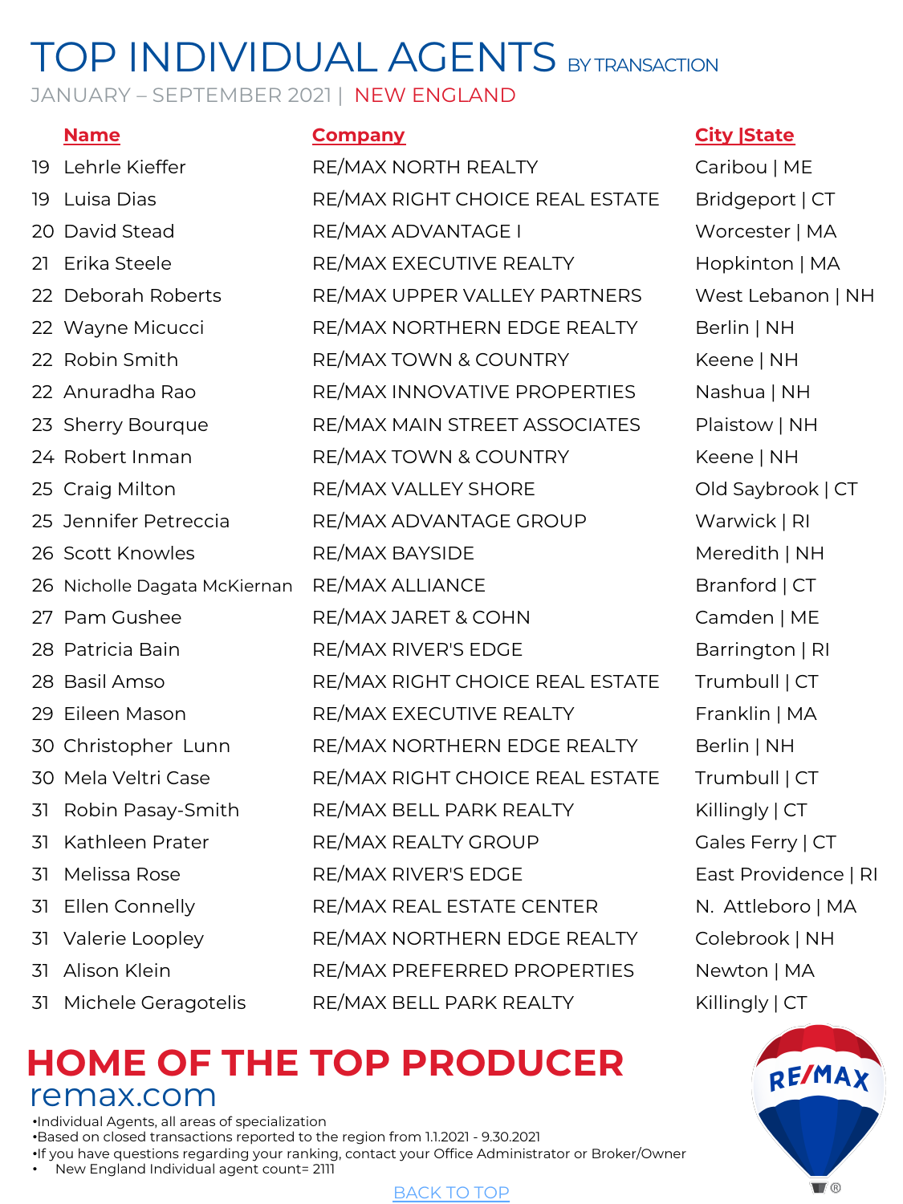# TOP INDIVIDUAL AGENTS BY TRANSACTION

JANUARY – SEPTEMBER 2021 | NEW ENGLAND

| | Name | Company | City \|State |
|---|---|---|---|
| 19 | Lehrle Kieffer | RE/MAX NORTH REALTY | Caribou \| ME |
| 19 | Luisa Dias | RE/MAX RIGHT CHOICE REAL ESTATE | Bridgeport \| CT |
| 20 | David Stead | RE/MAX ADVANTAGE I | Worcester \| MA |
| 21 | Erika Steele | RE/MAX EXECUTIVE REALTY | Hopkinton \| MA |
| 22 | Deborah Roberts | RE/MAX UPPER VALLEY PARTNERS | West Lebanon \| NH |
| 22 | Wayne Micucci | RE/MAX NORTHERN EDGE REALTY | Berlin \| NH |
| 22 | Robin Smith | RE/MAX TOWN & COUNTRY | Keene \| NH |
| 22 | Anuradha Rao | RE/MAX INNOVATIVE PROPERTIES | Nashua \| NH |
| 23 | Sherry Bourque | RE/MAX MAIN STREET ASSOCIATES | Plaistow \| NH |
| 24 | Robert Inman | RE/MAX TOWN & COUNTRY | Keene \| NH |
| 25 | Craig Milton | RE/MAX VALLEY SHORE | Old Saybrook \| CT |
| 25 | Jennifer Petreccia | RE/MAX ADVANTAGE GROUP | Warwick \| RI |
| 26 | Scott Knowles | RE/MAX BAYSIDE | Meredith \| NH |
| 26 | Nicholle Dagata McKiernan | RE/MAX ALLIANCE | Branford \| CT |
| 27 | Pam Gushee | RE/MAX JARET & COHN | Camden \| ME |
| 28 | Patricia Bain | RE/MAX RIVER'S EDGE | Barrington \| RI |
| 28 | Basil Amso | RE/MAX RIGHT CHOICE REAL ESTATE | Trumbull \| CT |
| 29 | Eileen Mason | RE/MAX EXECUTIVE REALTY | Franklin \| MA |
| 30 | Christopher Lunn | RE/MAX NORTHERN EDGE REALTY | Berlin \| NH |
| 30 | Mela Veltri Case | RE/MAX RIGHT CHOICE REAL ESTATE | Trumbull \| CT |
| 31 | Robin Pasay-Smith | RE/MAX BELL PARK REALTY | Killingly \| CT |
| 31 | Kathleen Prater | RE/MAX REALTY GROUP | Gales Ferry \| CT |
| 31 | Melissa Rose | RE/MAX RIVER'S EDGE | East Providence \| RI |
| 31 | Ellen Connelly | RE/MAX REAL ESTATE CENTER | N. Attleboro \| MA |
| 31 | Valerie Loopley | RE/MAX NORTHERN EDGE REALTY | Colebrook \| NH |
| 31 | Alison Klein | RE/MAX PREFERRED PROPERTIES | Newton \| MA |
| 31 | Michele Geragotelis | RE/MAX BELL PARK REALTY | Killingly \| CT |

**HOME OF THE TOP PRODUCER**

remax.com

- Individual Agents, all areas of specialization
- Based on closed transactions reported to the region from 1.1.2021 - 9.30.2021
- If you have questions regarding your ranking, contact your Office Administrator or Broker/Owner
- New England Individual agent count= 2111

BACK TO TOP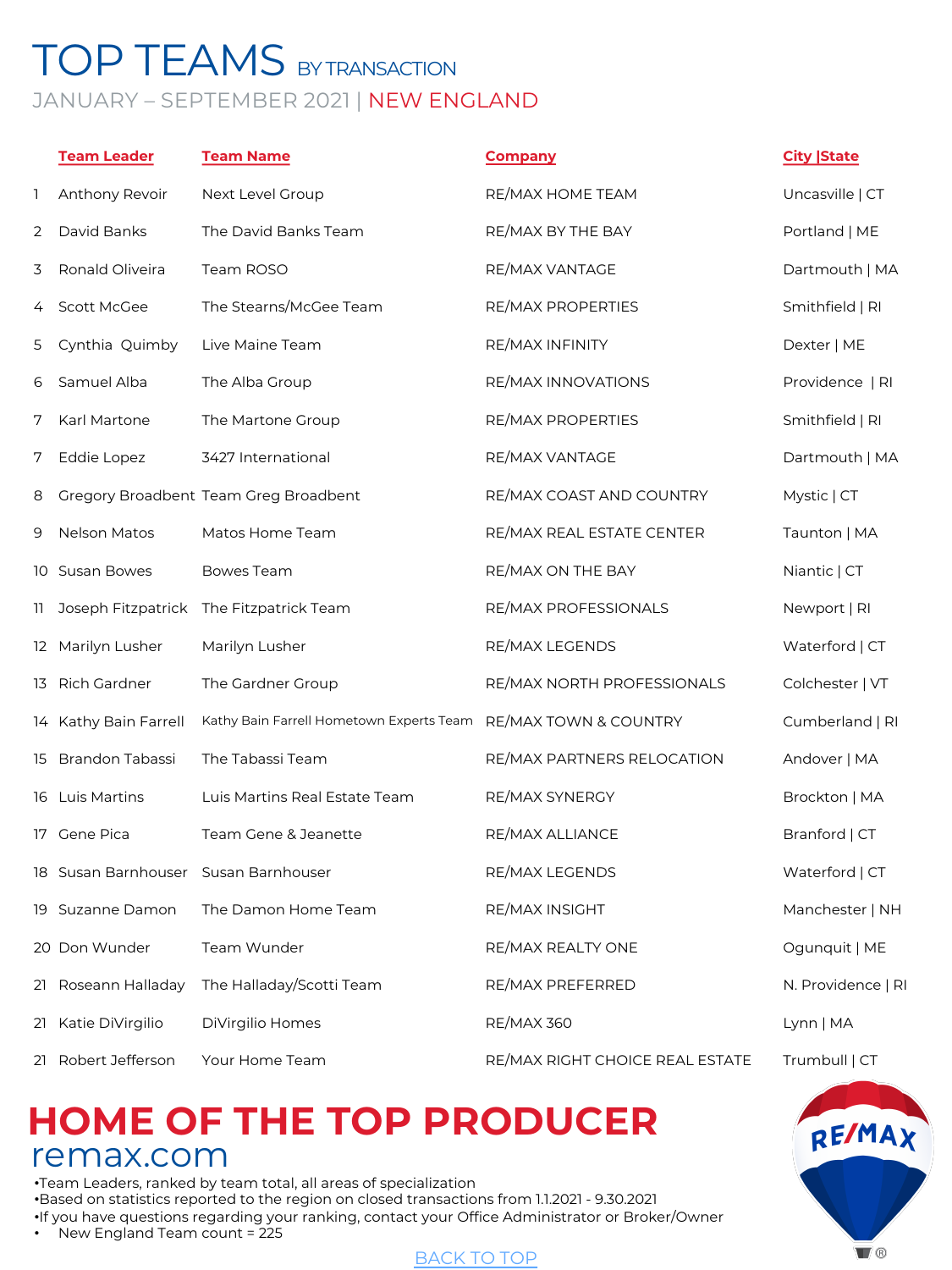# TOP TEAMS BY TRANSACTION

JANUARY – SEPTEMBER 2021 | NEW ENGLAND

| | Team Leader | Team Name | Company | City \|State |
|---|---|---|---|---|
| 1 | Anthony Revoir | Next Level Group | RE/MAX HOME TEAM | Uncasville \| CT |
| 2 | David Banks | The David Banks Team | RE/MAX BY THE BAY | Portland \| ME |
| 3 | Ronald Oliveira | Team ROSO | RE/MAX VANTAGE | Dartmouth \| MA |
| 4 | Scott McGee | The Stearns/McGee Team | RE/MAX PROPERTIES | Smithfield \| RI |
| 5 | Cynthia Quimby | Live Maine Team | RE/MAX INFINITY | Dexter \| ME |
| 6 | Samuel Alba | The Alba Group | RE/MAX INNOVATIONS | Providence \| RI |
| 7 | Karl Martone | The Martone Group | RE/MAX PROPERTIES | Smithfield \| RI |
| 7 | Eddie Lopez | 3427 International | RE/MAX VANTAGE | Dartmouth \| MA |
| 8 | Gregory Broadbent | Team Greg Broadbent | RE/MAX COAST AND COUNTRY | Mystic \| CT |
| 9 | Nelson Matos | Matos Home Team | RE/MAX REAL ESTATE CENTER | Taunton \| MA |
| 10 | Susan Bowes | Bowes Team | RE/MAX ON THE BAY | Niantic \| CT |
| 11 | Joseph Fitzpatrick | The Fitzpatrick Team | RE/MAX PROFESSIONALS | Newport \| RI |
| 12 | Marilyn Lusher | Marilyn Lusher | RE/MAX LEGENDS | Waterford \| CT |
| 13 | Rich Gardner | The Gardner Group | RE/MAX NORTH PROFESSIONALS | Colchester \| VT |
| 14 | Kathy Bain Farrell | Kathy Bain Farrell Hometown Experts Team | RE/MAX TOWN & COUNTRY | Cumberland \| RI |
| 15 | Brandon Tabassi | The Tabassi Team | RE/MAX PARTNERS RELOCATION | Andover \| MA |
| 16 | Luis Martins | Luis Martins Real Estate Team | RE/MAX SYNERGY | Brockton \| MA |
| 17 | Gene Pica | Team Gene & Jeanette | RE/MAX ALLIANCE | Branford \| CT |
| 18 | Susan Barnhouser | Susan Barnhouser | RE/MAX LEGENDS | Waterford \| CT |
| 19 | Suzanne Damon | The Damon Home Team | RE/MAX INSIGHT | Manchester \| NH |
| 20 | Don Wunder | Team Wunder | RE/MAX REALTY ONE | Ogunquit \| ME |
| 21 | Roseann Halladay | The Halladay/Scotti Team | RE/MAX PREFERRED | N. Providence \| RI |
| 21 | Katie DiVirgilio | DiVirgilio Homes | RE/MAX 360 | Lynn \| MA |
| 21 | Robert Jefferson | Your Home Team | RE/MAX RIGHT CHOICE REAL ESTATE | Trumbull \| CT |

**HOME OF THE TOP PRODUCER**

remax.com

- Team Leaders, ranked by team total, all areas of specialization
- Based on statistics reported to the region on closed transactions from 1.1.2021 - 9.30.2021
- If you have questions regarding your ranking, contact your Office Administrator or Broker/Owner
- New England Team count = 225

BACK TO TOP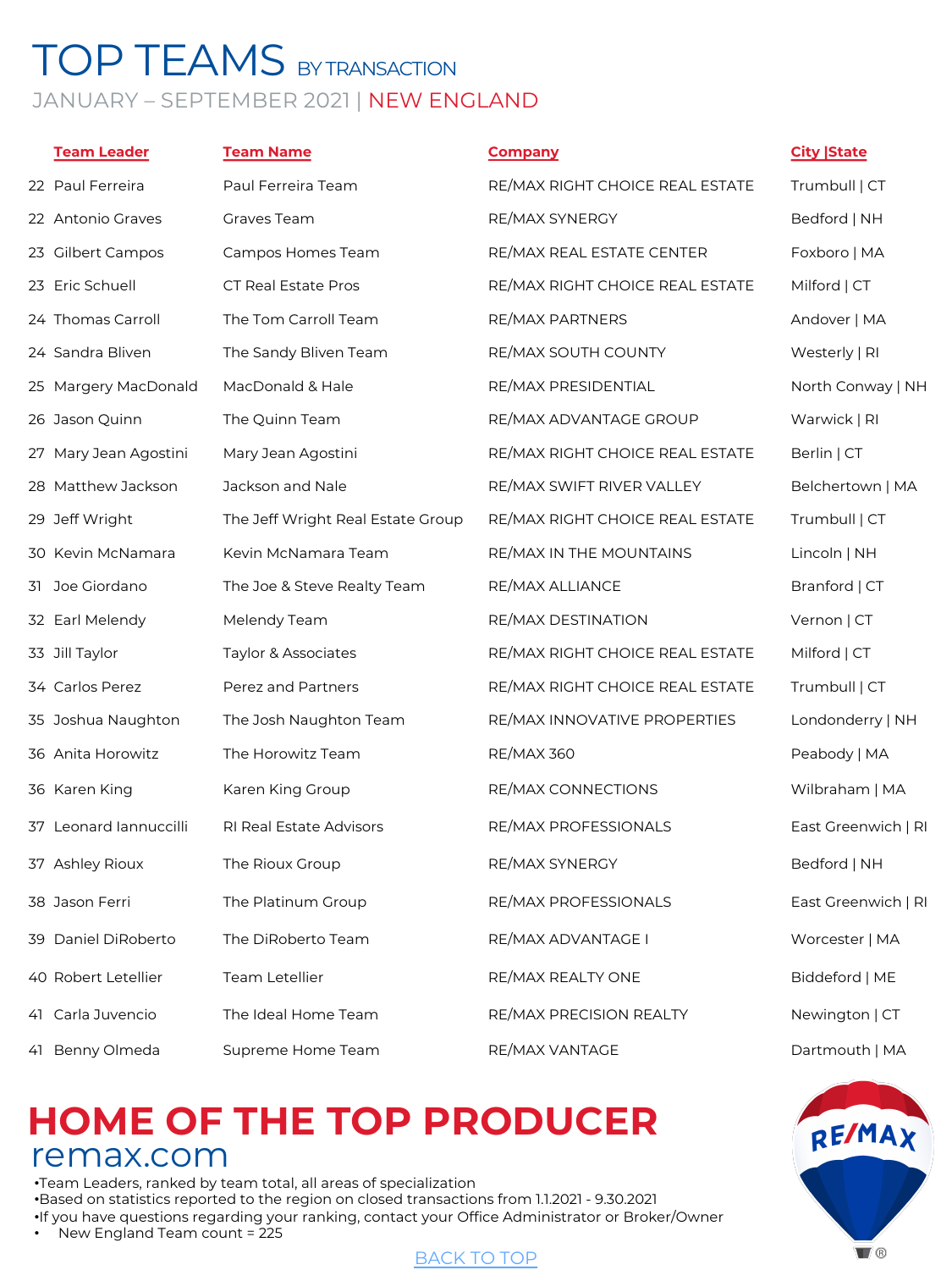# TOP TEAMS BY TRANSACTION

JANUARY – SEPTEMBER 2021 | NEW ENGLAND

| | Team Leader | Team Name | Company | City \|State |
|---|---|---|---|---|
| 22 | Paul Ferreira | Paul Ferreira Team | RE/MAX RIGHT CHOICE REAL ESTATE | Trumbull \| CT |
| 22 | Antonio Graves | Graves Team | RE/MAX SYNERGY | Bedford \| NH |
| 23 | Gilbert Campos | Campos Homes Team | RE/MAX REAL ESTATE CENTER | Foxboro \| MA |
| 23 | Eric Schuell | CT Real Estate Pros | RE/MAX RIGHT CHOICE REAL ESTATE | Milford \| CT |
| 24 | Thomas Carroll | The Tom Carroll Team | RE/MAX PARTNERS | Andover \| MA |
| 24 | Sandra Bliven | The Sandy Bliven Team | RE/MAX SOUTH COUNTY | Westerly \| RI |
| 25 | Margery MacDonald | MacDonald & Hale | RE/MAX PRESIDENTIAL | North Conway \| NH |
| 26 | Jason Quinn | The Quinn Team | RE/MAX ADVANTAGE GROUP | Warwick \| RI |
| 27 | Mary Jean Agostini | Mary Jean Agostini | RE/MAX RIGHT CHOICE REAL ESTATE | Berlin \| CT |
| 28 | Matthew Jackson | Jackson and Nale | RE/MAX SWIFT RIVER VALLEY | Belchertown \| MA |
| 29 | Jeff Wright | The Jeff Wright Real Estate Group | RE/MAX RIGHT CHOICE REAL ESTATE | Trumbull \| CT |
| 30 | Kevin McNamara | Kevin McNamara Team | RE/MAX IN THE MOUNTAINS | Lincoln \| NH |
| 31 | Joe Giordano | The Joe & Steve Realty Team | RE/MAX ALLIANCE | Branford \| CT |
| 32 | Earl Melendy | Melendy Team | RE/MAX DESTINATION | Vernon \| CT |
| 33 | Jill Taylor | Taylor & Associates | RE/MAX RIGHT CHOICE REAL ESTATE | Milford \| CT |
| 34 | Carlos Perez | Perez and Partners | RE/MAX RIGHT CHOICE REAL ESTATE | Trumbull \| CT |
| 35 | Joshua Naughton | The Josh Naughton Team | RE/MAX INNOVATIVE PROPERTIES | Londonderry \| NH |
| 36 | Anita Horowitz | The Horowitz Team | RE/MAX 360 | Peabody \| MA |
| 36 | Karen King | Karen King Group | RE/MAX CONNECTIONS | Wilbraham \| MA |
| 37 | Leonard Iannuccilli | RI Real Estate Advisors | RE/MAX PROFESSIONALS | East Greenwich \| RI |
| 37 | Ashley Rioux | The Rioux Group | RE/MAX SYNERGY | Bedford \| NH |
| 38 | Jason Ferri | The Platinum Group | RE/MAX PROFESSIONALS | East Greenwich \| RI |
| 39 | Daniel DiRoberto | The DiRoberto Team | RE/MAX ADVANTAGE I | Worcester \| MA |
| 40 | Robert Letellier | Team Letellier | RE/MAX REALTY ONE | Biddeford \| ME |
| 41 | Carla Juvencio | The Ideal Home Team | RE/MAX PRECISION REALTY | Newington \| CT |
| 41 | Benny Olmeda | Supreme Home Team | RE/MAX VANTAGE | Dartmouth \| MA |

## HOME OF THE TOP PRODUCER

remax.com

- Team Leaders, ranked by team total, all areas of specialization
- Based on statistics reported to the region on closed transactions from 1.1.2021 - 9.30.2021
- If you have questions regarding your ranking, contact your Office Administrator or Broker/Owner
- New England Team count = 225

BACK TO TOP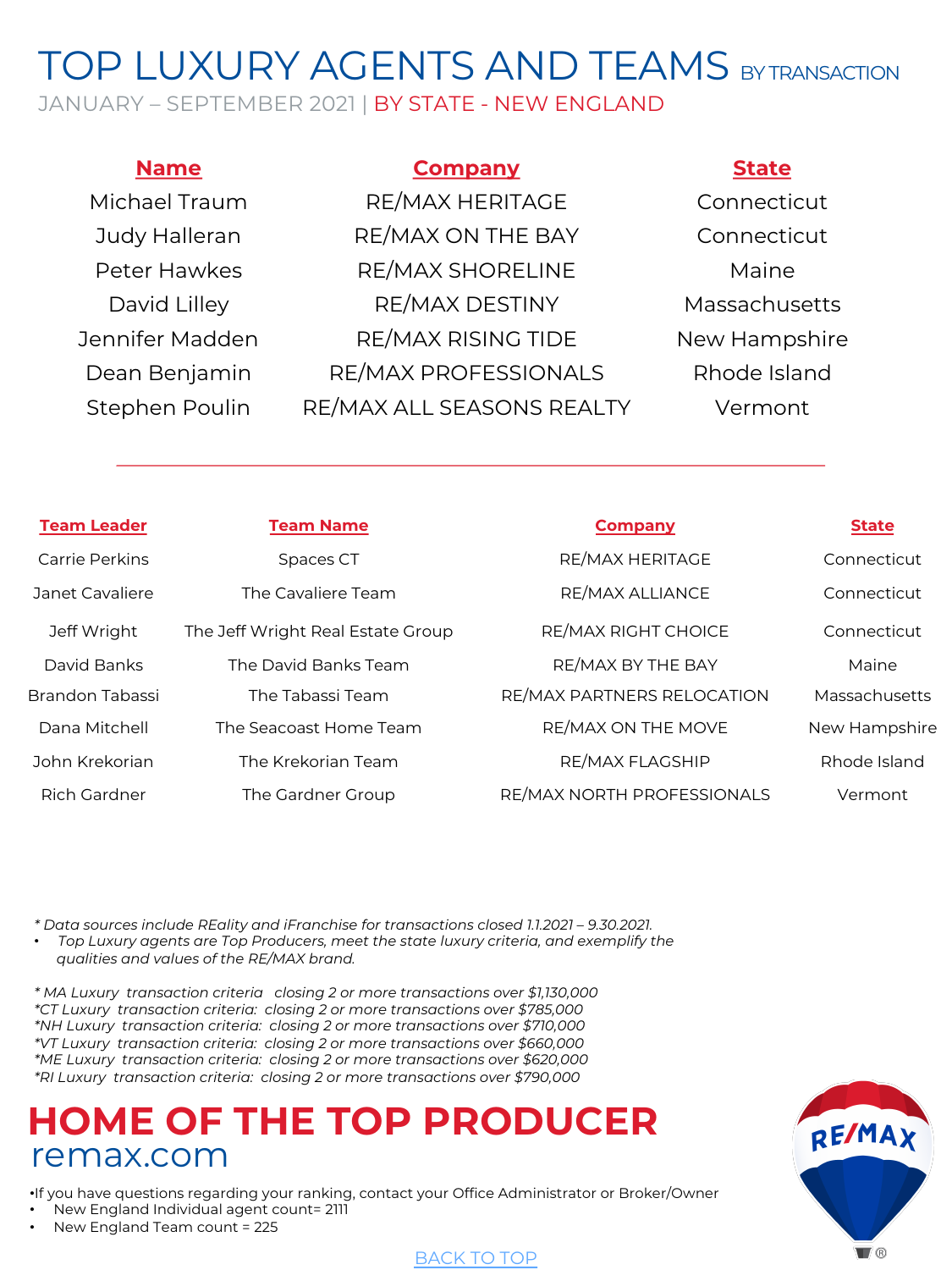# TOP LUXURY AGENTS AND TEAMS BY TRANSACTION

JANUARY – SEPTEMBER 2021 | BY STATE - NEW ENGLAND

| Name | Company | State |
|---|---|---|
| Michael Traum | RE/MAX HERITAGE | Connecticut |
| Judy Halleran | RE/MAX ON THE BAY | Connecticut |
| Peter Hawkes | RE/MAX SHORELINE | Maine |
| David Lilley | RE/MAX DESTINY | Massachusetts |
| Jennifer Madden | RE/MAX RISING TIDE | New Hampshire |
| Dean Benjamin | RE/MAX PROFESSIONALS | Rhode Island |
| Stephen Poulin | RE/MAX ALL SEASONS REALTY | Vermont |

| Team Leader | Team Name | Company | State |
|---|---|---|---|
| Carrie Perkins | Spaces CT | RE/MAX HERITAGE | Connecticut |
| Janet Cavaliere | The Cavaliere Team | RE/MAX ALLIANCE | Connecticut |
| Jeff Wright | The Jeff Wright Real Estate Group | RE/MAX RIGHT CHOICE | Connecticut |
| David Banks | The David Banks Team | RE/MAX BY THE BAY | Maine |
| Brandon Tabassi | The Tabassi Team | RE/MAX PARTNERS RELOCATION | Massachusetts |
| Dana Mitchell | The Seacoast Home Team | RE/MAX ON THE MOVE | New Hampshire |
| John Krekorian | The Krekorian Team | RE/MAX FLAGSHIP | Rhode Island |
| Rich Gardner | The Gardner Group | RE/MAX NORTH PROFESSIONALS | Vermont |

*\* Data sources include REality and iFranchise for transactions closed 1.1.2021 – 9.30.2021.*

- *Top Luxury agents are Top Producers, meet the state luxury criteria, and exemplify the qualities and values of the RE/MAX brand.*

*\* MA Luxury transaction criteria closing 2 or more transactions over $1,130,000*
*\*CT Luxury transaction criteria: closing 2 or more transactions over $785,000*
*\*NH Luxury transaction criteria: closing 2 or more transactions over $710,000*
*\*VT Luxury transaction criteria: closing 2 or more transactions over $660,000*
*\*ME Luxury transaction criteria: closing 2 or more transactions over $620,000*
*\*RI Luxury transaction criteria: closing 2 or more transactions over $790,000*

**HOME OF THE TOP PRODUCER**

remax.com

- If you have questions regarding your ranking, contact your Office Administrator or Broker/Owner
- New England Individual agent count= 2111
- New England Team count = 225

BACK TO TOP